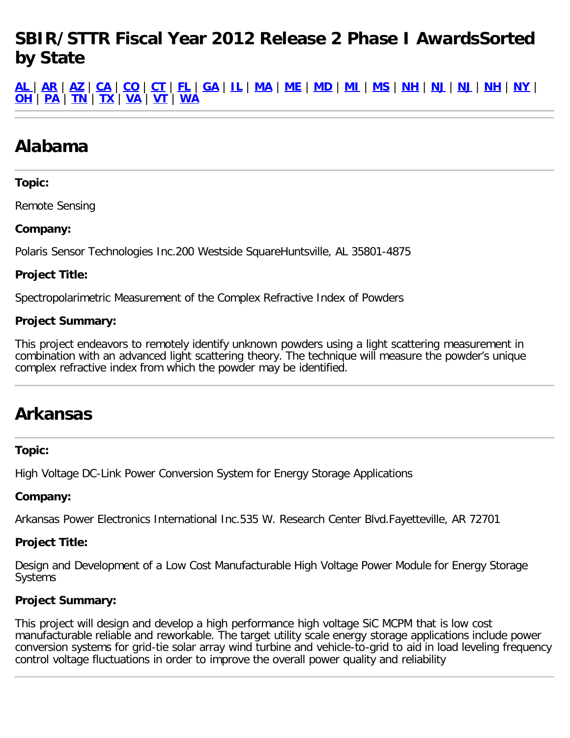# SBIR/STTR Fiscal Year 2012 Release 2 Phase I AwardsSorted by State

AL | AR | AZ | CA | CO | CT | FL | GA | IL | MA | ME | MD | MI | MS | NH | NJ | NJ | NH | NY | OH | PA | TN | TX | VA | VT | WA

---

## Alabama

---

**Topic:**

Remote Sensing

**Company:**

Polaris Sensor Technologies Inc.200 Westside SquareHuntsville, AL 35801-4875

**Project Title:**

Spectropolarimetric Measurement of the Complex Refractive Index of Powders

**Project Summary:**

This project endeavors to remotely identify unknown powders using a light scattering measurement in combination with an advanced light scattering theory. The technique will measure the powder's unique complex refractive index from which the powder may be identified.

---

## Arkansas

---

**Topic:**

High Voltage DC-Link Power Conversion System for Energy Storage Applications

**Company:**

Arkansas Power Electronics International Inc.535 W. Research Center Blvd.Fayetteville, AR 72701

**Project Title:**

Design and Development of a Low Cost Manufacturable High Voltage Power Module for Energy Storage Systems

**Project Summary:**

This project will design and develop a high performance high voltage SiC MCPM that is low cost manufacturable reliable and reworkable. The target utility scale energy storage applications include power conversion systems for grid-tie solar array wind turbine and vehicle-to-grid to aid in load leveling frequency control voltage fluctuations in order to improve the overall power quality and reliability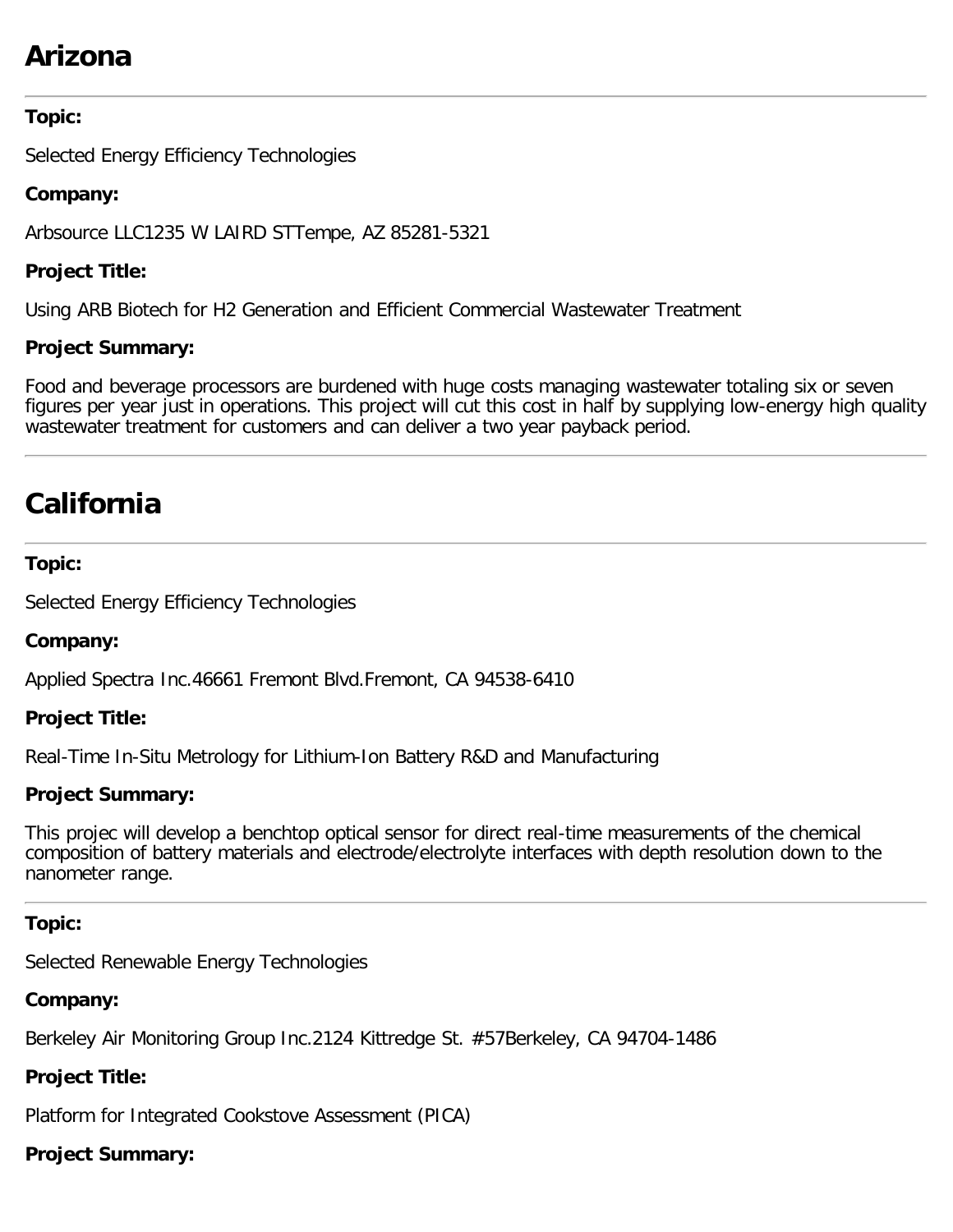# Arizona

**Topic:**

Selected Energy Efficiency Technologies

**Company:**

Arbsource LLC1235 W LAIRD STTempe, AZ 85281-5321

**Project Title:**

Using ARB Biotech for H2 Generation and Efficient Commercial Wastewater Treatment

**Project Summary:**

Food and beverage processors are burdened with huge costs managing wastewater totaling six or seven figures per year just in operations. This project will cut this cost in half by supplying low-energy high quality wastewater treatment for customers and can deliver a two year payback period.

---

# California

---

**Topic:**

Selected Energy Efficiency Technologies

**Company:**

Applied Spectra Inc.46661 Fremont Blvd.Fremont, CA 94538-6410

**Project Title:**

Real-Time In-Situ Metrology for Lithium-Ion Battery R&D and Manufacturing

**Project Summary:**

This projec will develop a benchtop optical sensor for direct real-time measurements of the chemical composition of battery materials and electrode/electrolyte interfaces with depth resolution down to the nanometer range.

---

**Topic:**

Selected Renewable Energy Technologies

**Company:**

Berkeley Air Monitoring Group Inc.2124 Kittredge St. #57Berkeley, CA 94704-1486

**Project Title:**

Platform for Integrated Cookstove Assessment (PICA)

**Project Summary:**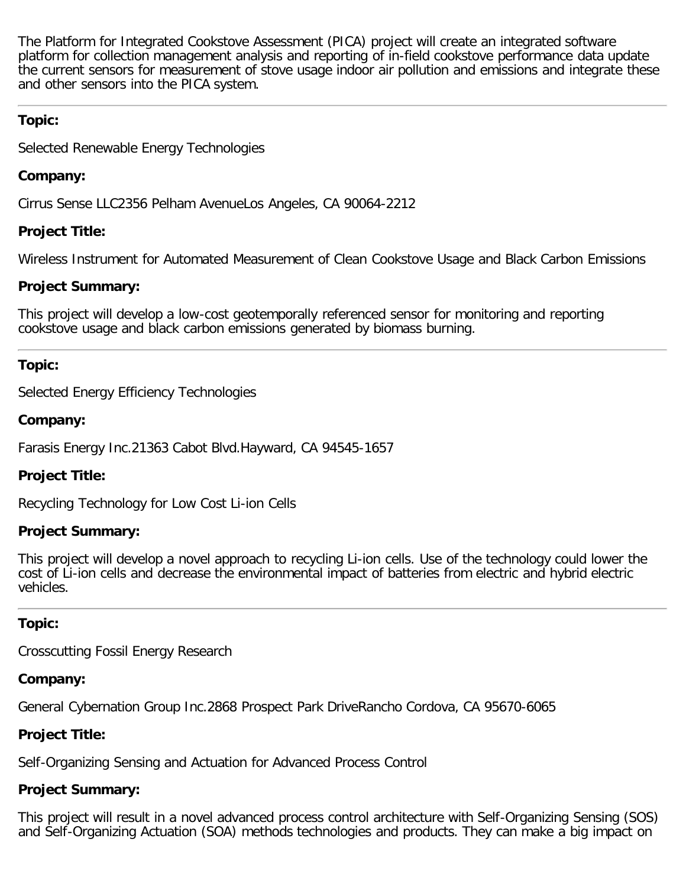The Platform for Integrated Cookstove Assessment (PICA) project will create an integrated software platform for collection management analysis and reporting of in-field cookstove performance data update the current sensors for measurement of stove usage indoor air pollution and emissions and integrate these and other sensors into the PICA system.

---

**Topic:**

Selected Renewable Energy Technologies

**Company:**

Cirrus Sense LLC2356 Pelham AvenueLos Angeles, CA 90064-2212

**Project Title:**

Wireless Instrument for Automated Measurement of Clean Cookstove Usage and Black Carbon Emissions

**Project Summary:**

This project will develop a low-cost geotemporally referenced sensor for monitoring and reporting cookstove usage and black carbon emissions generated by biomass burning.

---

**Topic:**

Selected Energy Efficiency Technologies

**Company:**

Farasis Energy Inc.21363 Cabot Blvd.Hayward, CA 94545-1657

**Project Title:**

Recycling Technology for Low Cost Li-ion Cells

**Project Summary:**

This project will develop a novel approach to recycling Li-ion cells. Use of the technology could lower the cost of Li-ion cells and decrease the environmental impact of batteries from electric and hybrid electric vehicles.

---

**Topic:**

Crosscutting Fossil Energy Research

**Company:**

General Cybernation Group Inc.2868 Prospect Park DriveRancho Cordova, CA 95670-6065

**Project Title:**

Self-Organizing Sensing and Actuation for Advanced Process Control

**Project Summary:**

This project will result in a novel advanced process control architecture with Self-Organizing Sensing (SOS) and Self-Organizing Actuation (SOA) methods technologies and products. They can make a big impact on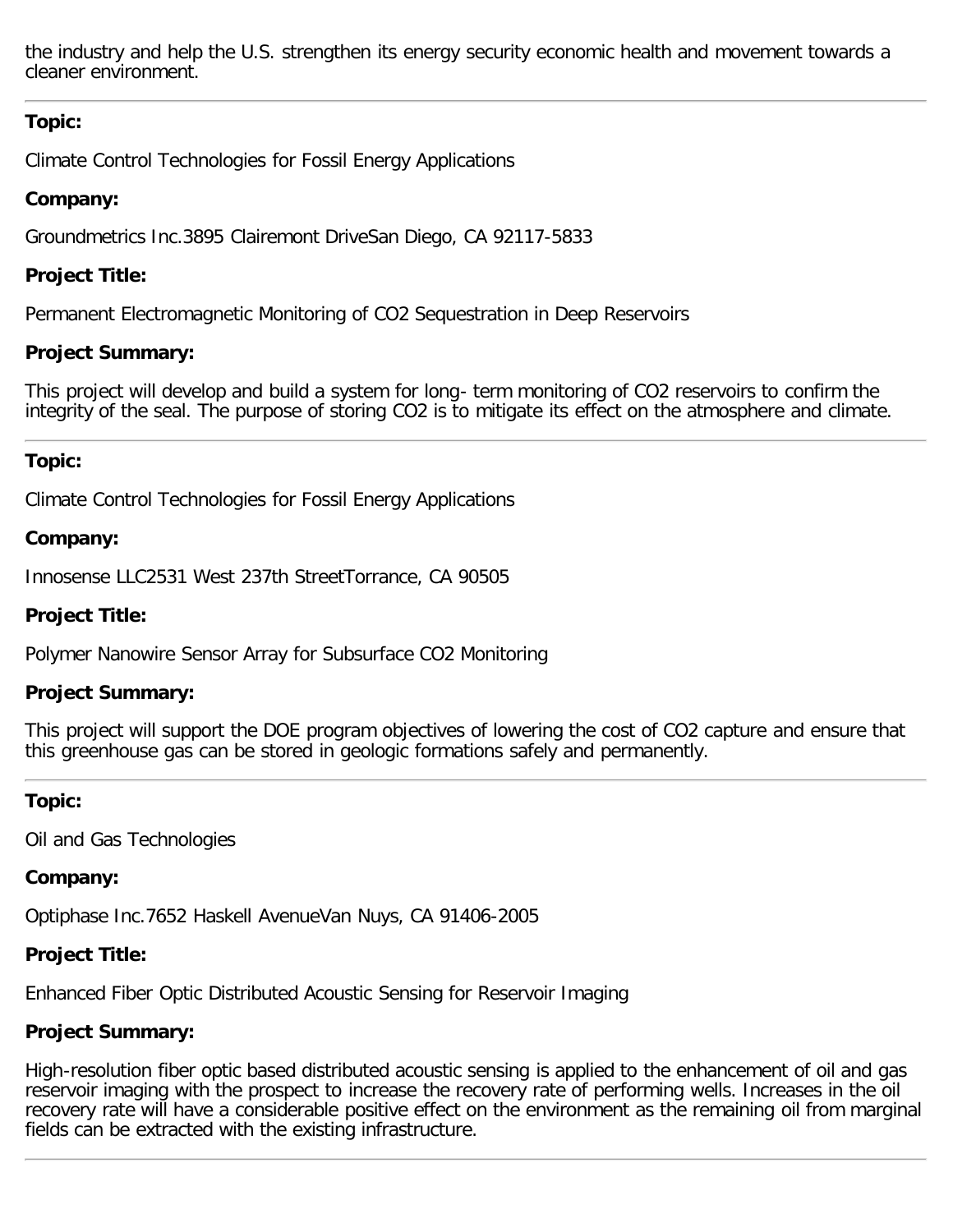the industry and help the U.S. strengthen its energy security economic health and movement towards a cleaner environment.

---

**Topic:**

Climate Control Technologies for Fossil Energy Applications

**Company:**

Groundmetrics Inc.3895 Clairemont DriveSan Diego, CA 92117-5833

**Project Title:**

Permanent Electromagnetic Monitoring of $CO_2$ Sequestration in Deep Reservoirs

**Project Summary:**

This project will develop and build a system for long- term monitoring of $CO_2$ reservoirs to confirm the integrity of the seal. The purpose of storing $CO_2$ is to mitigate its effect on the atmosphere and climate.

---

**Topic:**

Climate Control Technologies for Fossil Energy Applications

**Company:**

Innosense LLC2531 West 237th StreetTorrance, CA 90505

**Project Title:**

Polymer Nanowire Sensor Array for Subsurface $CO_2$ Monitoring

**Project Summary:**

This project will support the DOE program objectives of lowering the cost of $CO_2$ capture and ensure that this greenhouse gas can be stored in geologic formations safely and permanently.

---

**Topic:**

Oil and Gas Technologies

**Company:**

Optiphase Inc.7652 Haskell AvenueVan Nuys, CA 91406-2005

**Project Title:**

Enhanced Fiber Optic Distributed Acoustic Sensing for Reservoir Imaging

**Project Summary:**

High-resolution fiber optic based distributed acoustic sensing is applied to the enhancement of oil and gas reservoir imaging with the prospect to increase the recovery rate of performing wells. Increases in the oil recovery rate will have a considerable positive effect on the environment as the remaining oil from marginal fields can be extracted with the existing infrastructure.

---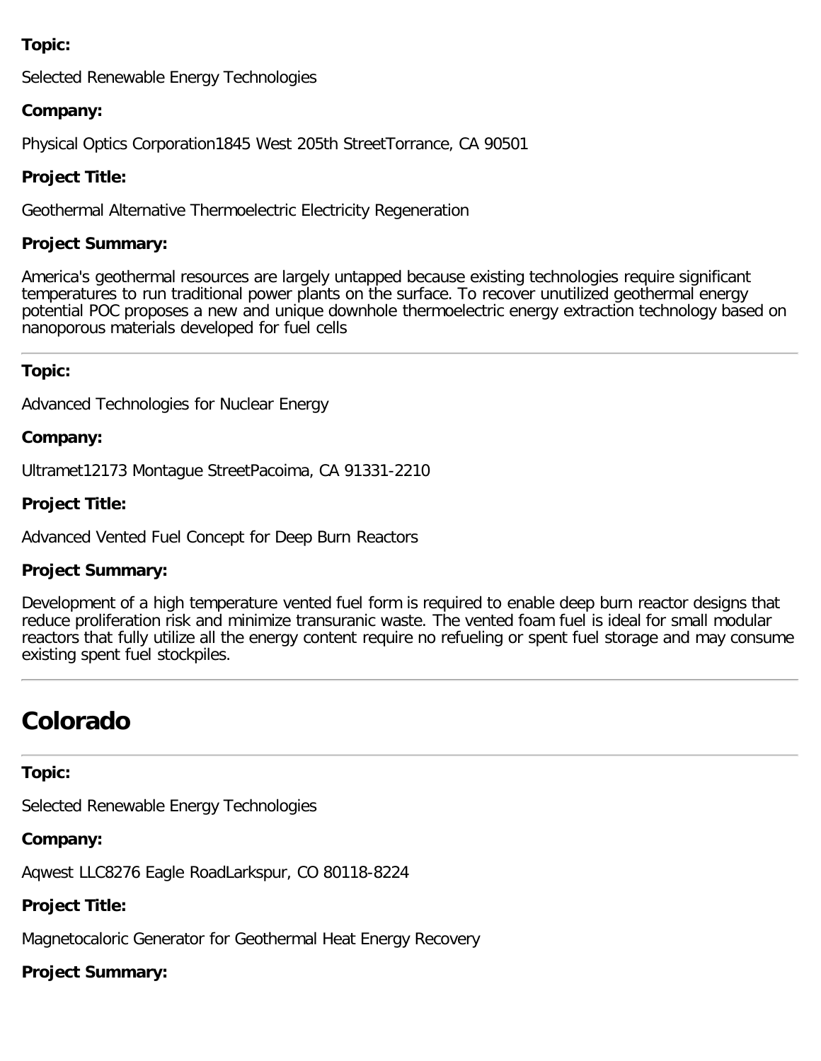**Topic:**

Selected Renewable Energy Technologies

**Company:**

Physical Optics Corporation1845 West 205th StreetTorrance, CA 90501

**Project Title:**

Geothermal Alternative Thermoelectric Electricity Regeneration

**Project Summary:**

America's geothermal resources are largely untapped because existing technologies require significant temperatures to run traditional power plants on the surface. To recover unutilized geothermal energy potential POC proposes a new and unique downhole thermoelectric energy extraction technology based on nanoporous materials developed for fuel cells

---

**Topic:**

Advanced Technologies for Nuclear Energy

**Company:**

Ultramet12173 Montague StreetPacoima, CA 91331-2210

**Project Title:**

Advanced Vented Fuel Concept for Deep Burn Reactors

**Project Summary:**

Development of a high temperature vented fuel form is required to enable deep burn reactor designs that reduce proliferation risk and minimize transuranic waste. The vented foam fuel is ideal for small modular reactors that fully utilize all the energy content require no refueling or spent fuel storage and may consume existing spent fuel stockpiles.

---

# Colorado

---

**Topic:**

Selected Renewable Energy Technologies

**Company:**

Aqwest LLC8276 Eagle RoadLarkspur, CO 80118-8224

**Project Title:**

Magnetocaloric Generator for Geothermal Heat Energy Recovery

**Project Summary:**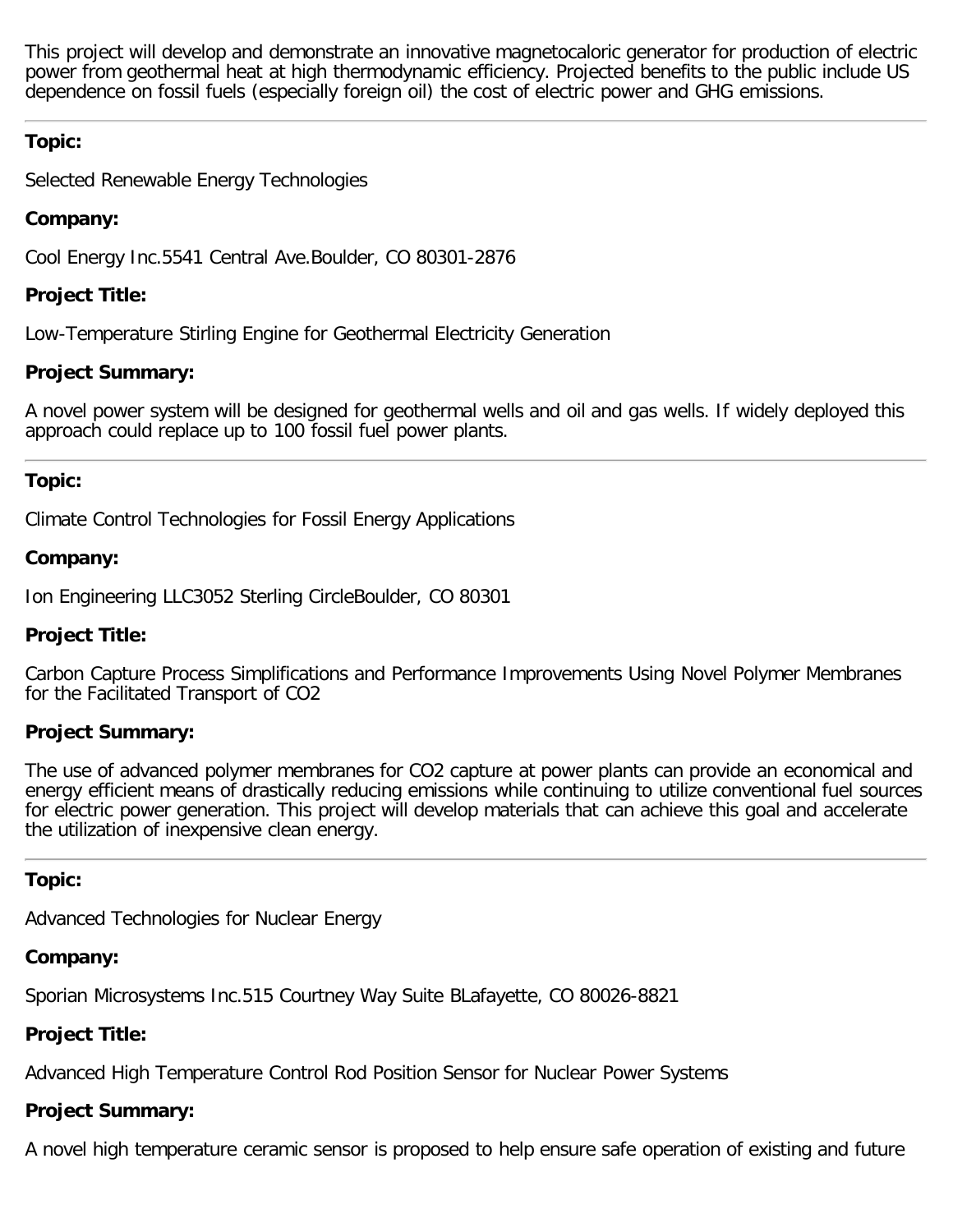This project will develop and demonstrate an innovative magnetocaloric generator for production of electric power from geothermal heat at high thermodynamic efficiency. Projected benefits to the public include US dependence on fossil fuels (especially foreign oil) the cost of electric power and GHG emissions.

---

**Topic:**

Selected Renewable Energy Technologies

**Company:**

Cool Energy Inc.5541 Central Ave.Boulder, CO 80301-2876

**Project Title:**

Low-Temperature Stirling Engine for Geothermal Electricity Generation

**Project Summary:**

A novel power system will be designed for geothermal wells and oil and gas wells. If widely deployed this approach could replace up to 100 fossil fuel power plants.

---

**Topic:**

Climate Control Technologies for Fossil Energy Applications

**Company:**

Ion Engineering LLC3052 Sterling CircleBoulder, CO 80301

**Project Title:**

Carbon Capture Process Simplifications and Performance Improvements Using Novel Polymer Membranes for the Facilitated Transport of $CO_2$

**Project Summary:**

The use of advanced polymer membranes for $CO_2$ capture at power plants can provide an economical and energy efficient means of drastically reducing emissions while continuing to utilize conventional fuel sources for electric power generation. This project will develop materials that can achieve this goal and accelerate the utilization of inexpensive clean energy.

---

**Topic:**

Advanced Technologies for Nuclear Energy

**Company:**

Sporian Microsystems Inc.515 Courtney Way Suite BLafayette, CO 80026-8821

**Project Title:**

Advanced High Temperature Control Rod Position Sensor for Nuclear Power Systems

**Project Summary:**

A novel high temperature ceramic sensor is proposed to help ensure safe operation of existing and future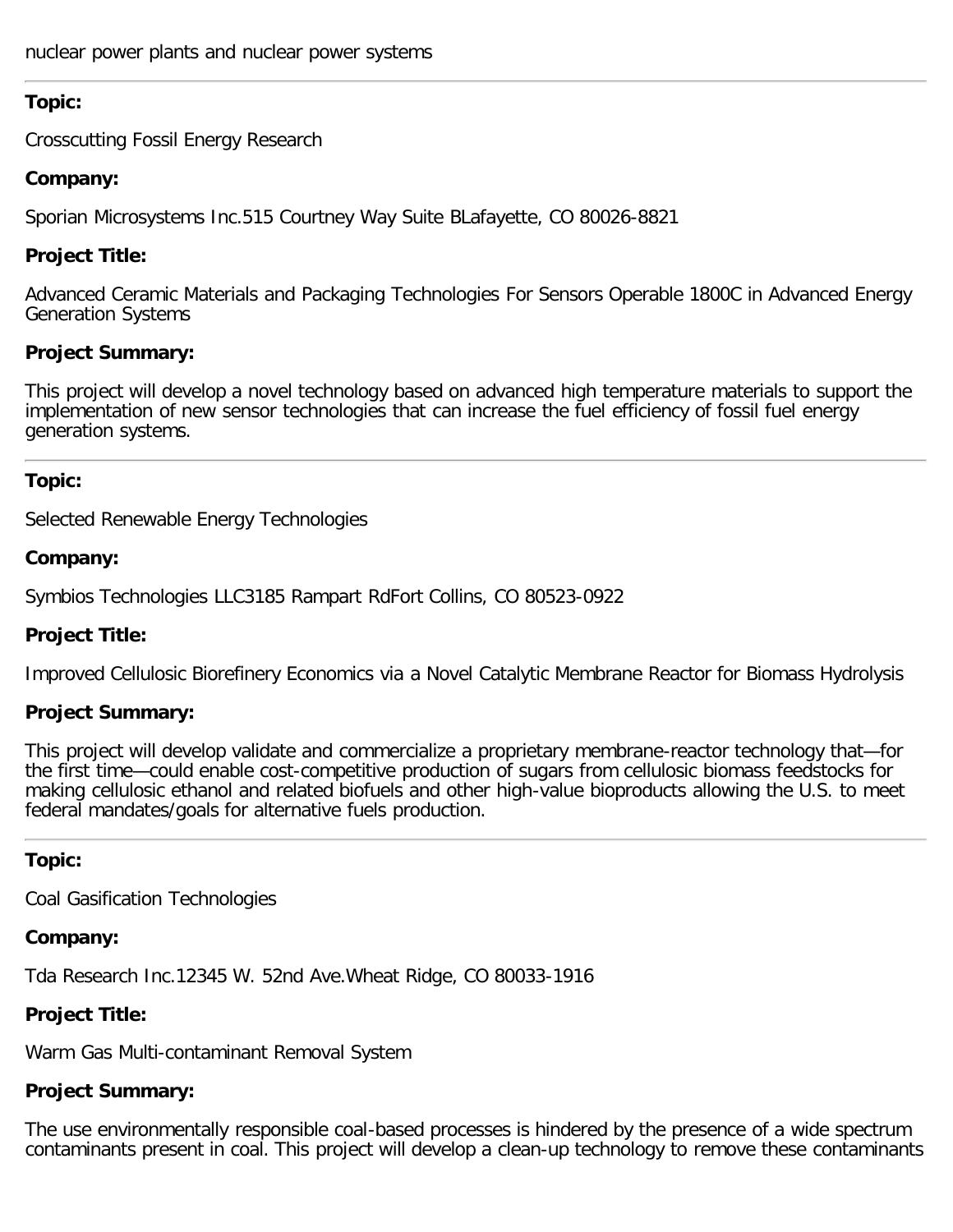nuclear power plants and nuclear power systems

---

**Topic:**

Crosscutting Fossil Energy Research

**Company:**

Sporian Microsystems Inc.515 Courtney Way Suite BLafayette, CO 80026-8821

**Project Title:**

Advanced Ceramic Materials and Packaging Technologies For Sensors Operable 1800C in Advanced Energy Generation Systems

**Project Summary:**

This project will develop a novel technology based on advanced high temperature materials to support the implementation of new sensor technologies that can increase the fuel efficiency of fossil fuel energy generation systems.

---

**Topic:**

Selected Renewable Energy Technologies

**Company:**

Symbios Technologies LLC3185 Rampart RdFort Collins, CO 80523-0922

**Project Title:**

Improved Cellulosic Biorefinery Economics via a Novel Catalytic Membrane Reactor for Biomass Hydrolysis

**Project Summary:**

This project will develop validate and commercialize a proprietary membrane-reactor technology that—for the first time—could enable cost-competitive production of sugars from cellulosic biomass feedstocks for making cellulosic ethanol and related biofuels and other high-value bioproducts allowing the U.S. to meet federal mandates/goals for alternative fuels production.

---

**Topic:**

Coal Gasification Technologies

**Company:**

Tda Research Inc.12345 W. 52nd Ave.Wheat Ridge, CO 80033-1916

**Project Title:**

Warm Gas Multi-contaminant Removal System

**Project Summary:**

The use environmentally responsible coal-based processes is hindered by the presence of a wide spectrum contaminants present in coal. This project will develop a clean-up technology to remove these contaminants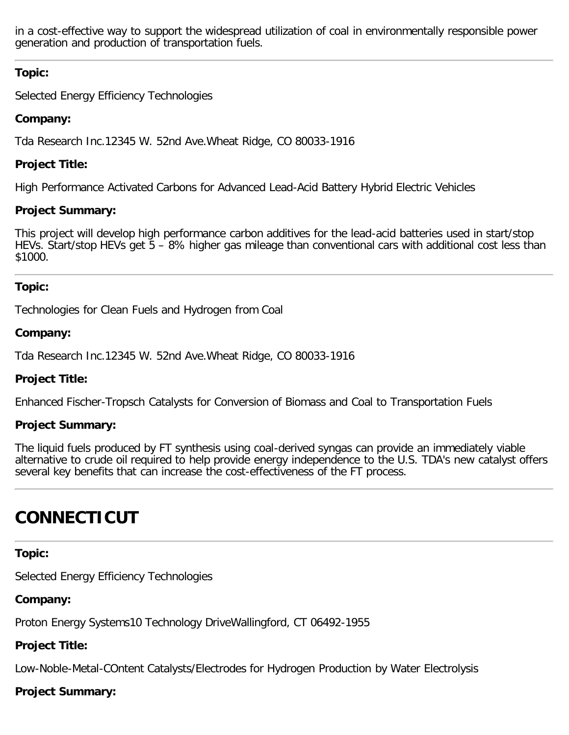in a cost-effective way to support the widespread utilization of coal in environmentally responsible power generation and production of transportation fuels.

---

**Topic:**

Selected Energy Efficiency Technologies

**Company:**

Tda Research Inc.12345 W. 52nd Ave.Wheat Ridge, CO 80033-1916

**Project Title:**

High Performance Activated Carbons for Advanced Lead-Acid Battery Hybrid Electric Vehicles

**Project Summary:**

This project will develop high performance carbon additives for the lead-acid batteries used in start/stop HEVs. Start/stop HEVs get 5 – 8% higher gas mileage than conventional cars with additional cost less than $1000.

---

**Topic:**

Technologies for Clean Fuels and Hydrogen from Coal

**Company:**

Tda Research Inc.12345 W. 52nd Ave.Wheat Ridge, CO 80033-1916

**Project Title:**

Enhanced Fischer-Tropsch Catalysts for Conversion of Biomass and Coal to Transportation Fuels

**Project Summary:**

The liquid fuels produced by FT synthesis using coal-derived syngas can provide an immediately viable alternative to crude oil required to help provide energy independence to the U.S. TDA's new catalyst offers several key benefits that can increase the cost-effectiveness of the FT process.

---

# CONNECTICUT

---

**Topic:**

Selected Energy Efficiency Technologies

**Company:**

Proton Energy Systems10 Technology DriveWallingford, CT 06492-1955

**Project Title:**

Low-Noble-Metal-COntent Catalysts/Electrodes for Hydrogen Production by Water Electrolysis

**Project Summary:**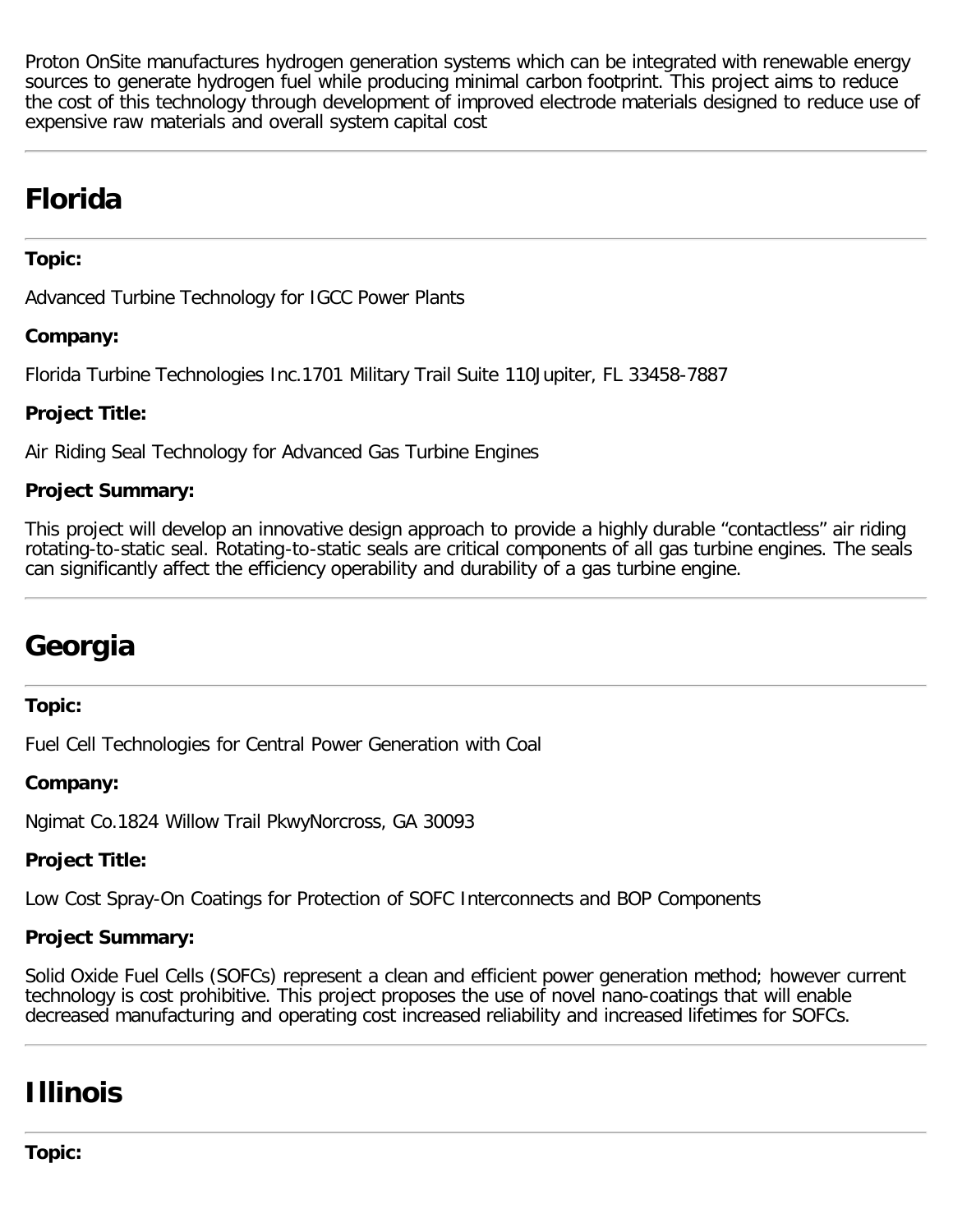Proton OnSite manufactures hydrogen generation systems which can be integrated with renewable energy sources to generate hydrogen fuel while producing minimal carbon footprint. This project aims to reduce the cost of this technology through development of improved electrode materials designed to reduce use of expensive raw materials and overall system capital cost

---

# Florida

---

**Topic:**

Advanced Turbine Technology for IGCC Power Plants

**Company:**

Florida Turbine Technologies Inc.1701 Military Trail Suite 110Jupiter, FL 33458-7887

**Project Title:**

Air Riding Seal Technology for Advanced Gas Turbine Engines

**Project Summary:**

This project will develop an innovative design approach to provide a highly durable "contactless" air riding rotating-to-static seal. Rotating-to-static seals are critical components of all gas turbine engines. The seals can significantly affect the efficiency operability and durability of a gas turbine engine.

---

# Georgia

---

**Topic:**

Fuel Cell Technologies for Central Power Generation with Coal

**Company:**

Ngimat Co.1824 Willow Trail PkwyNorcross, GA 30093

**Project Title:**

Low Cost Spray-On Coatings for Protection of SOFC Interconnects and BOP Components

**Project Summary:**

Solid Oxide Fuel Cells (SOFCs) represent a clean and efficient power generation method; however current technology is cost prohibitive. This project proposes the use of novel nano-coatings that will enable decreased manufacturing and operating cost increased reliability and increased lifetimes for SOFCs.

---

# Illinois

---

**Topic:**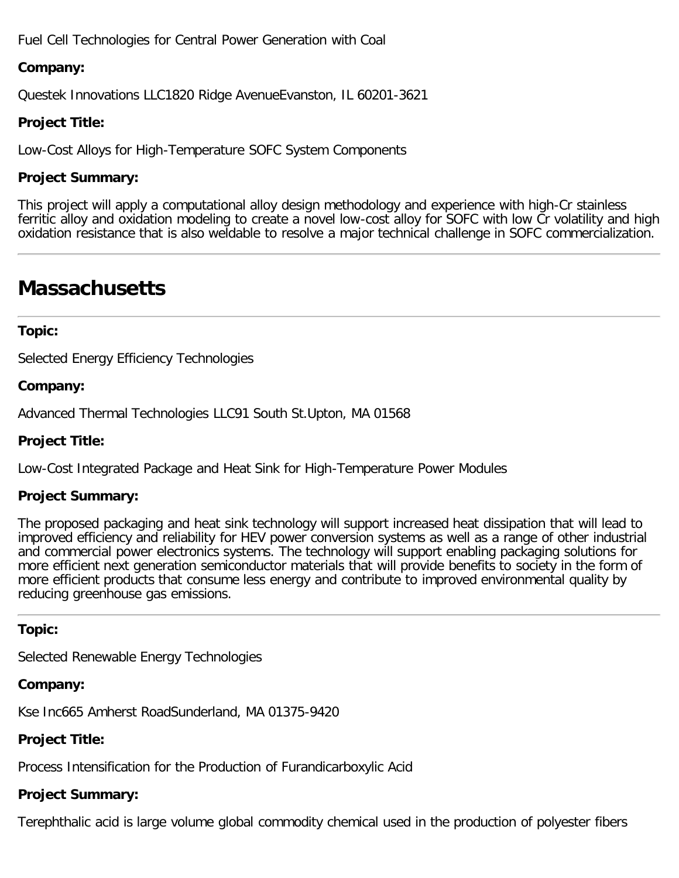Fuel Cell Technologies for Central Power Generation with Coal

**Company:**

Questek Innovations LLC1820 Ridge AvenueEvanston, IL 60201-3621

**Project Title:**

Low-Cost Alloys for High-Temperature SOFC System Components

**Project Summary:**

This project will apply a computational alloy design methodology and experience with high-Cr stainless ferritic alloy and oxidation modeling to create a novel low-cost alloy for SOFC with low Cr volatility and high oxidation resistance that is also weldable to resolve a major technical challenge in SOFC commercialization.

---

# Massachusetts

---

**Topic:**

Selected Energy Efficiency Technologies

**Company:**

Advanced Thermal Technologies LLC91 South St.Upton, MA 01568

**Project Title:**

Low-Cost Integrated Package and Heat Sink for High-Temperature Power Modules

**Project Summary:**

The proposed packaging and heat sink technology will support increased heat dissipation that will lead to improved efficiency and reliability for HEV power conversion systems as well as a range of other industrial and commercial power electronics systems. The technology will support enabling packaging solutions for more efficient next generation semiconductor materials that will provide benefits to society in the form of more efficient products that consume less energy and contribute to improved environmental quality by reducing greenhouse gas emissions.

---

**Topic:**

Selected Renewable Energy Technologies

**Company:**

Kse Inc665 Amherst RoadSunderland, MA 01375-9420

**Project Title:**

Process Intensification for the Production of Furandicarboxylic Acid

**Project Summary:**

Terephthalic acid is large volume global commodity chemical used in the production of polyester fibers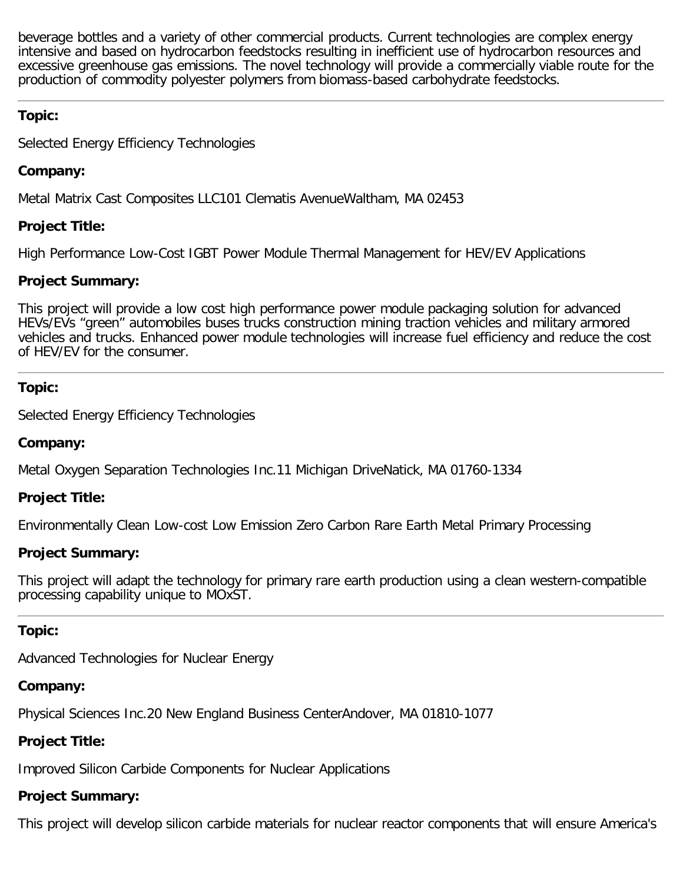beverage bottles and a variety of other commercial products. Current technologies are complex energy intensive and based on hydrocarbon feedstocks resulting in inefficient use of hydrocarbon resources and excessive greenhouse gas emissions. The novel technology will provide a commercially viable route for the production of commodity polyester polymers from biomass-based carbohydrate feedstocks.

---

**Topic:**

Selected Energy Efficiency Technologies

**Company:**

Metal Matrix Cast Composites LLC101 Clematis AvenueWaltham, MA 02453

**Project Title:**

High Performance Low-Cost IGBT Power Module Thermal Management for HEV/EV Applications

**Project Summary:**

This project will provide a low cost high performance power module packaging solution for advanced HEVs/EVs “green” automobiles buses trucks construction mining traction vehicles and military armored vehicles and trucks. Enhanced power module technologies will increase fuel efficiency and reduce the cost of HEV/EV for the consumer.

---

**Topic:**

Selected Energy Efficiency Technologies

**Company:**

Metal Oxygen Separation Technologies Inc.11 Michigan DriveNatick, MA 01760-1334

**Project Title:**

Environmentally Clean Low-cost Low Emission Zero Carbon Rare Earth Metal Primary Processing

**Project Summary:**

This project will adapt the technology for primary rare earth production using a clean western-compatible processing capability unique to MOxST.

---

**Topic:**

Advanced Technologies for Nuclear Energy

**Company:**

Physical Sciences Inc.20 New England Business CenterAndover, MA 01810-1077

**Project Title:**

Improved Silicon Carbide Components for Nuclear Applications

**Project Summary:**

This project will develop silicon carbide materials for nuclear reactor components that will ensure America's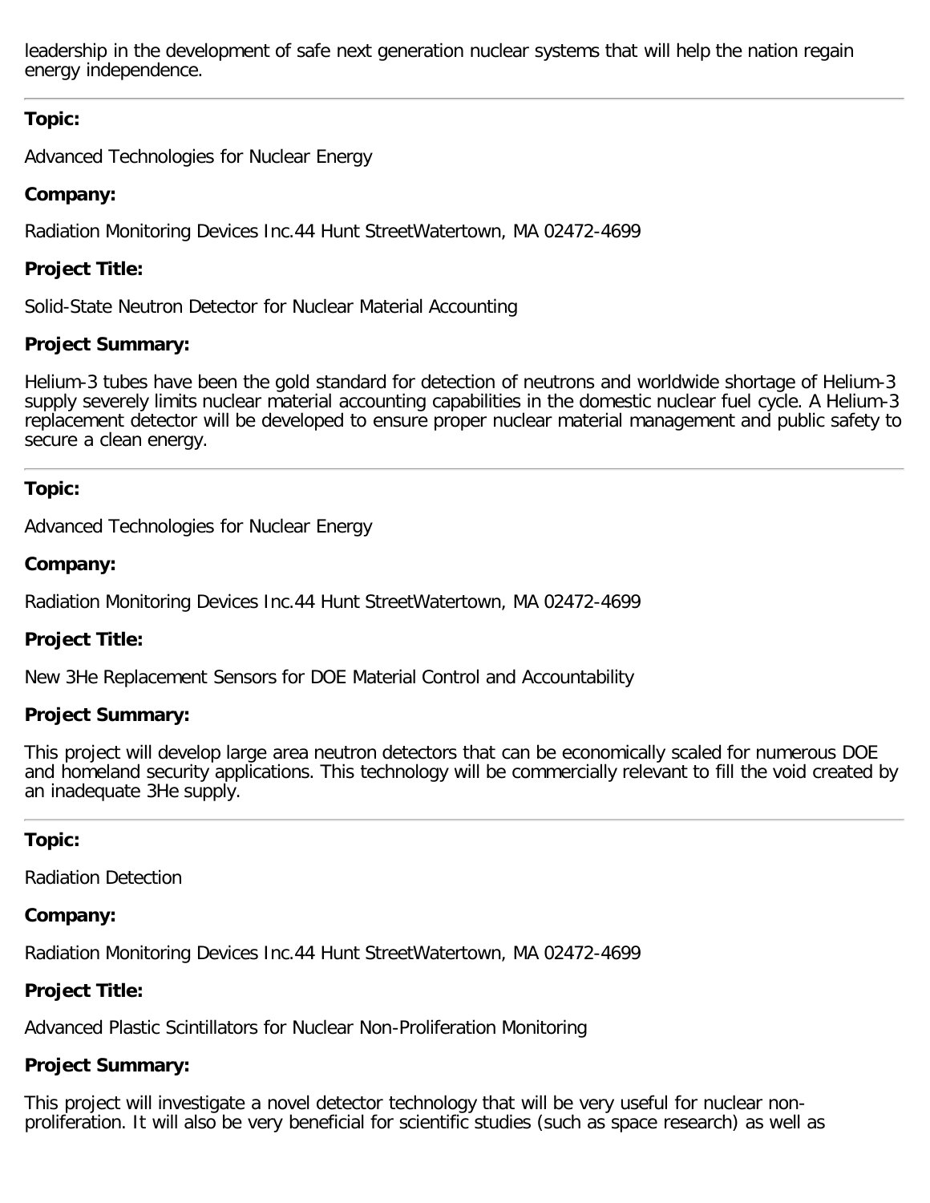leadership in the development of safe next generation nuclear systems that will help the nation regain energy independence.

---

**Topic:**

Advanced Technologies for Nuclear Energy

**Company:**

Radiation Monitoring Devices Inc.44 Hunt StreetWatertown, MA 02472-4699

**Project Title:**

Solid-State Neutron Detector for Nuclear Material Accounting

**Project Summary:**

Helium-3 tubes have been the gold standard for detection of neutrons and worldwide shortage of Helium-3 supply severely limits nuclear material accounting capabilities in the domestic nuclear fuel cycle. A Helium-3 replacement detector will be developed to ensure proper nuclear material management and public safety to secure a clean energy.

---

**Topic:**

Advanced Technologies for Nuclear Energy

**Company:**

Radiation Monitoring Devices Inc.44 Hunt StreetWatertown, MA 02472-4699

**Project Title:**

New 3He Replacement Sensors for DOE Material Control and Accountability

**Project Summary:**

This project will develop large area neutron detectors that can be economically scaled for numerous DOE and homeland security applications. This technology will be commercially relevant to fill the void created by an inadequate 3He supply.

---

**Topic:**

Radiation Detection

**Company:**

Radiation Monitoring Devices Inc.44 Hunt StreetWatertown, MA 02472-4699

**Project Title:**

Advanced Plastic Scintillators for Nuclear Non-Proliferation Monitoring

**Project Summary:**

This project will investigate a novel detector technology that will be very useful for nuclear non-proliferation. It will also be very beneficial for scientific studies (such as space research) as well as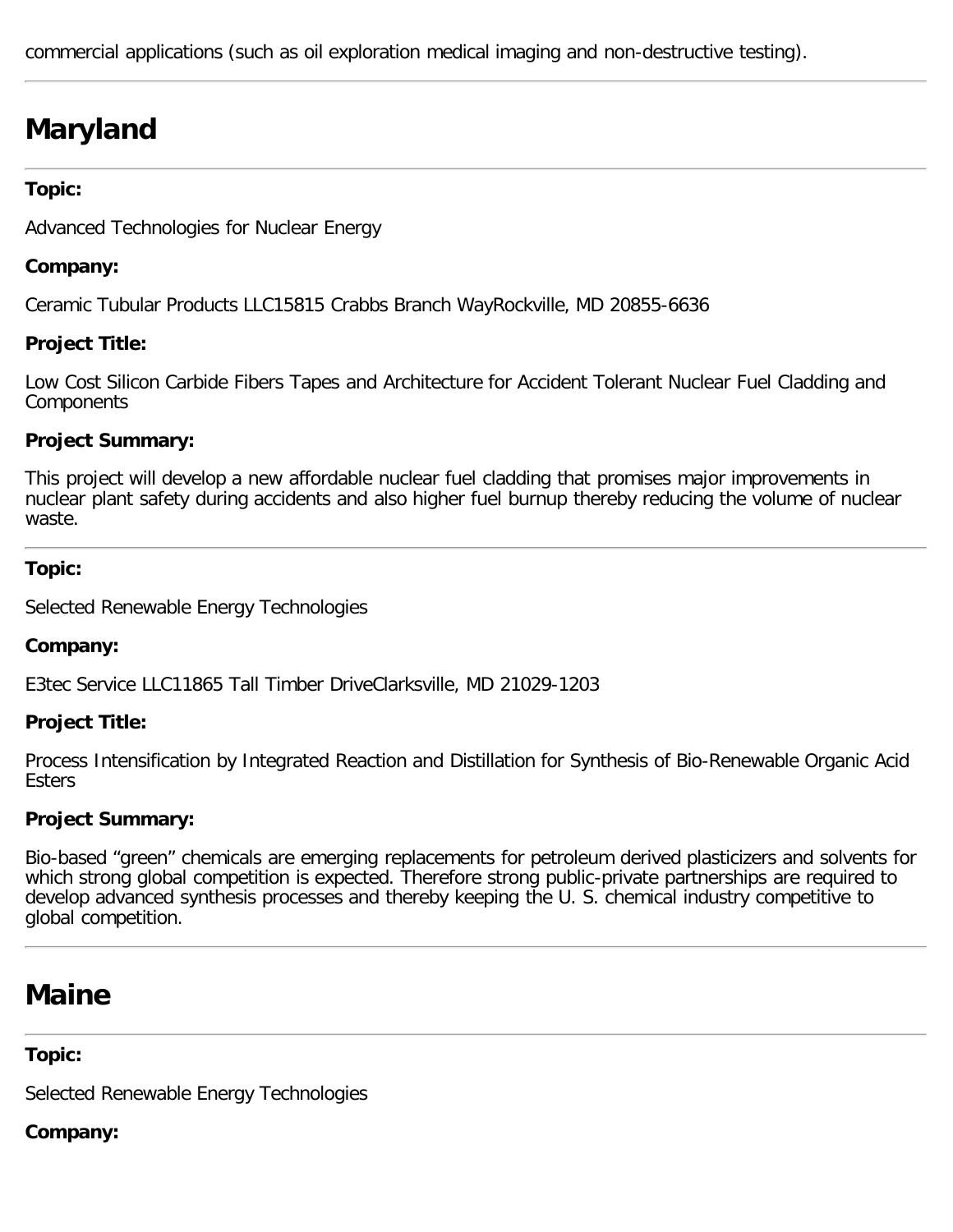commercial applications (such as oil exploration medical imaging and non-destructive testing).

---

# Maryland

---

**Topic:**

Advanced Technologies for Nuclear Energy

**Company:**

Ceramic Tubular Products LLC15815 Crabbs Branch WayRockville, MD 20855-6636

**Project Title:**

Low Cost Silicon Carbide Fibers Tapes and Architecture for Accident Tolerant Nuclear Fuel Cladding and Components

**Project Summary:**

This project will develop a new affordable nuclear fuel cladding that promises major improvements in nuclear plant safety during accidents and also higher fuel burnup thereby reducing the volume of nuclear waste.

---

**Topic:**

Selected Renewable Energy Technologies

**Company:**

E3tec Service LLC11865 Tall Timber DriveClarksville, MD 21029-1203

**Project Title:**

Process Intensification by Integrated Reaction and Distillation for Synthesis of Bio-Renewable Organic Acid Esters

**Project Summary:**

Bio-based “green” chemicals are emerging replacements for petroleum derived plasticizers and solvents for which strong global competition is expected. Therefore strong public-private partnerships are required to develop advanced synthesis processes and thereby keeping the U. S. chemical industry competitive to global competition.

---

# Maine

---

**Topic:**

Selected Renewable Energy Technologies

**Company:**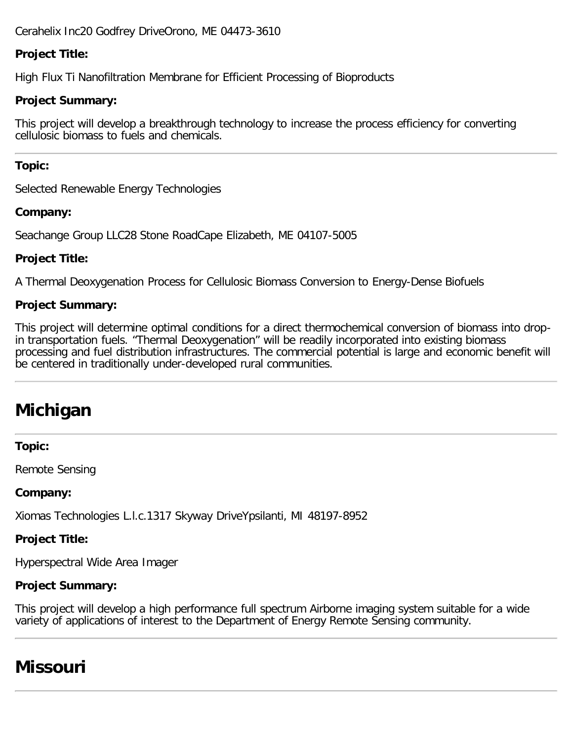Cerahelix Inc20 Godfrey DriveOrono, ME 04473-3610

**Project Title:**

High Flux Ti Nanofiltration Membrane for Efficient Processing of Bioproducts

**Project Summary:**

This project will develop a breakthrough technology to increase the process efficiency for converting cellulosic biomass to fuels and chemicals.

---

**Topic:**

Selected Renewable Energy Technologies

**Company:**

Seachange Group LLC28 Stone RoadCape Elizabeth, ME 04107-5005

**Project Title:**

A Thermal Deoxygenation Process for Cellulosic Biomass Conversion to Energy-Dense Biofuels

**Project Summary:**

This project will determine optimal conditions for a direct thermochemical conversion of biomass into drop-in transportation fuels. "Thermal Deoxygenation" will be readily incorporated into existing biomass processing and fuel distribution infrastructures. The commercial potential is large and economic benefit will be centered in traditionally under-developed rural communities.

---

# Michigan

---

**Topic:**

Remote Sensing

**Company:**

Xiomas Technologies L.l.c.1317 Skyway DriveYpsilanti, MI 48197-8952

**Project Title:**

Hyperspectral Wide Area Imager

**Project Summary:**

This project will develop a high performance full spectrum Airborne imaging system suitable for a wide variety of applications of interest to the Department of Energy Remote Sensing community.

---

# Missouri

---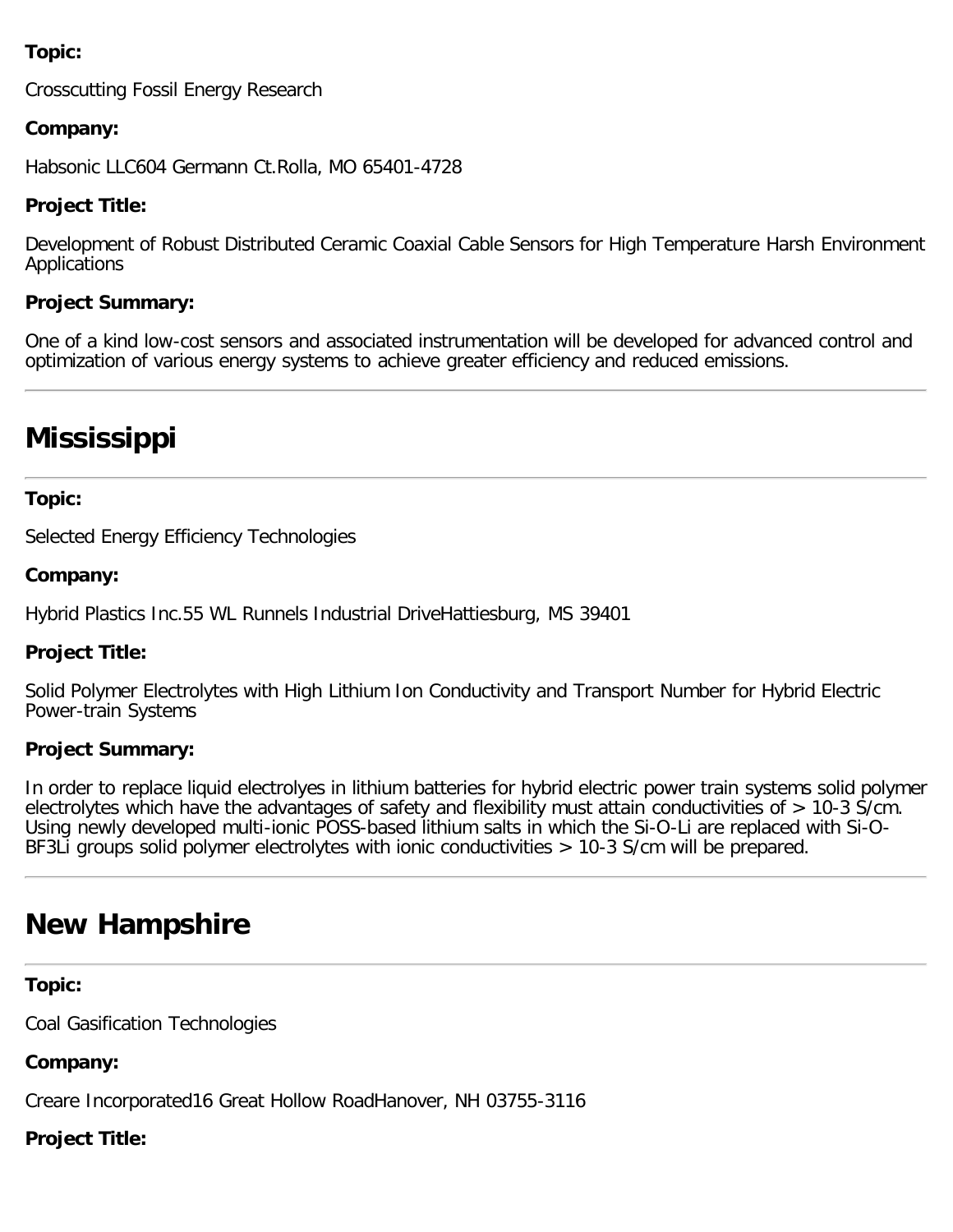**Topic:**

Crosscutting Fossil Energy Research

**Company:**

Habsonic LLC604 Germann Ct.Rolla, MO 65401-4728

**Project Title:**

Development of Robust Distributed Ceramic Coaxial Cable Sensors for High Temperature Harsh Environment Applications

**Project Summary:**

One of a kind low-cost sensors and associated instrumentation will be developed for advanced control and optimization of various energy systems to achieve greater efficiency and reduced emissions.

---

# Mississippi

---

**Topic:**

Selected Energy Efficiency Technologies

**Company:**

Hybrid Plastics Inc.55 WL Runnels Industrial DriveHattiesburg, MS 39401

**Project Title:**

Solid Polymer Electrolytes with High Lithium Ion Conductivity and Transport Number for Hybrid Electric Power-train Systems

**Project Summary:**

In order to replace liquid electrolyes in lithium batteries for hybrid electric power train systems solid polymer electrolytes which have the advantages of safety and flexibility must attain conductivities of > 10-3 S/cm. Using newly developed multi-ionic POSS-based lithium salts in which the Si-O-Li are replaced with Si-O-BF3Li groups solid polymer electrolytes with ionic conductivities > 10-3 S/cm will be prepared.

---

# New Hampshire

---

**Topic:**

Coal Gasification Technologies

**Company:**

Creare Incorporated16 Great Hollow RoadHanover, NH 03755-3116

**Project Title:**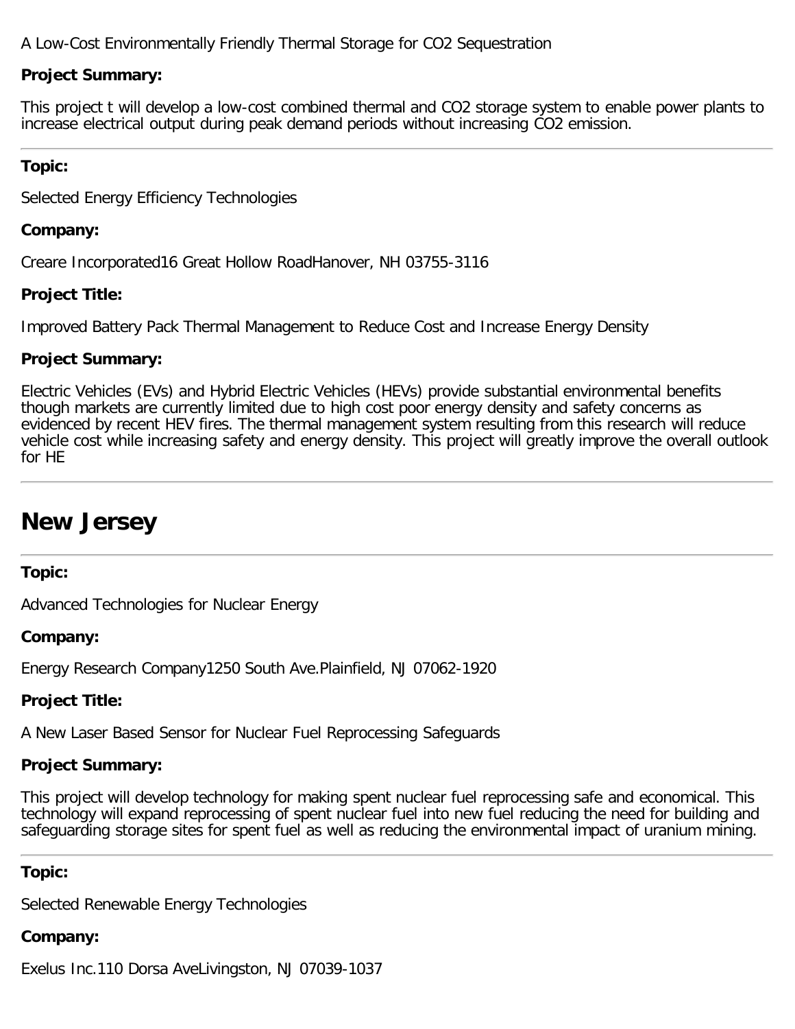A Low-Cost Environmentally Friendly Thermal Storage for $CO_2$ Sequestration

**Project Summary:**

This project t will develop a low-cost combined thermal and $CO_2$ storage system to enable power plants to increase electrical output during peak demand periods without increasing $CO_2$ emission.

---

**Topic:**

Selected Energy Efficiency Technologies

**Company:**

Creare Incorporated16 Great Hollow RoadHanover, NH 03755-3116

**Project Title:**

Improved Battery Pack Thermal Management to Reduce Cost and Increase Energy Density

**Project Summary:**

Electric Vehicles (EVs) and Hybrid Electric Vehicles (HEVs) provide substantial environmental benefits though markets are currently limited due to high cost poor energy density and safety concerns as evidenced by recent HEV fires. The thermal management system resulting from this research will reduce vehicle cost while increasing safety and energy density. This project will greatly improve the overall outlook for HE

---

# New Jersey

---

**Topic:**

Advanced Technologies for Nuclear Energy

**Company:**

Energy Research Company1250 South Ave.Plainfield, NJ 07062-1920

**Project Title:**

A New Laser Based Sensor for Nuclear Fuel Reprocessing Safeguards

**Project Summary:**

This project will develop technology for making spent nuclear fuel reprocessing safe and economical. This technology will expand reprocessing of spent nuclear fuel into new fuel reducing the need for building and safeguarding storage sites for spent fuel as well as reducing the environmental impact of uranium mining.

---

**Topic:**

Selected Renewable Energy Technologies

**Company:**

Exelus Inc.110 Dorsa AveLivingston, NJ 07039-1037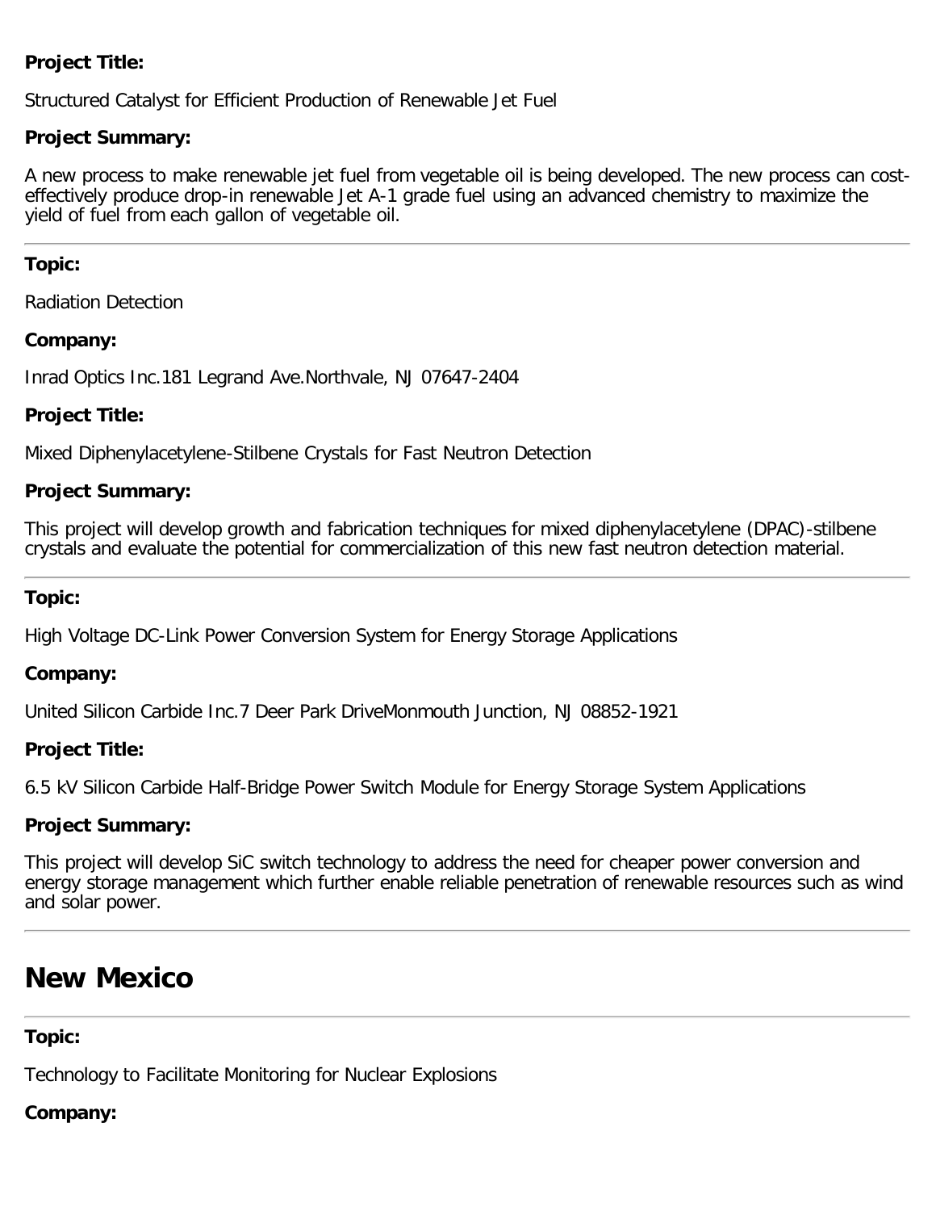**Project Title:**

Structured Catalyst for Efficient Production of Renewable Jet Fuel

**Project Summary:**

A new process to make renewable jet fuel from vegetable oil is being developed. The new process can cost-effectively produce drop-in renewable Jet A-1 grade fuel using an advanced chemistry to maximize the yield of fuel from each gallon of vegetable oil.

---

**Topic:**

Radiation Detection

**Company:**

Inrad Optics Inc.181 Legrand Ave.Northvale, NJ 07647-2404

**Project Title:**

Mixed Diphenylacetylene-Stilbene Crystals for Fast Neutron Detection

**Project Summary:**

This project will develop growth and fabrication techniques for mixed diphenylacetylene (DPAC)-stilbene crystals and evaluate the potential for commercialization of this new fast neutron detection material.

---

**Topic:**

High Voltage DC-Link Power Conversion System for Energy Storage Applications

**Company:**

United Silicon Carbide Inc.7 Deer Park DriveMonmouth Junction, NJ 08852-1921

**Project Title:**

6.5 kV Silicon Carbide Half-Bridge Power Switch Module for Energy Storage System Applications

**Project Summary:**

This project will develop SiC switch technology to address the need for cheaper power conversion and energy storage management which further enable reliable penetration of renewable resources such as wind and solar power.

---

# New Mexico

---

**Topic:**

Technology to Facilitate Monitoring for Nuclear Explosions

**Company:**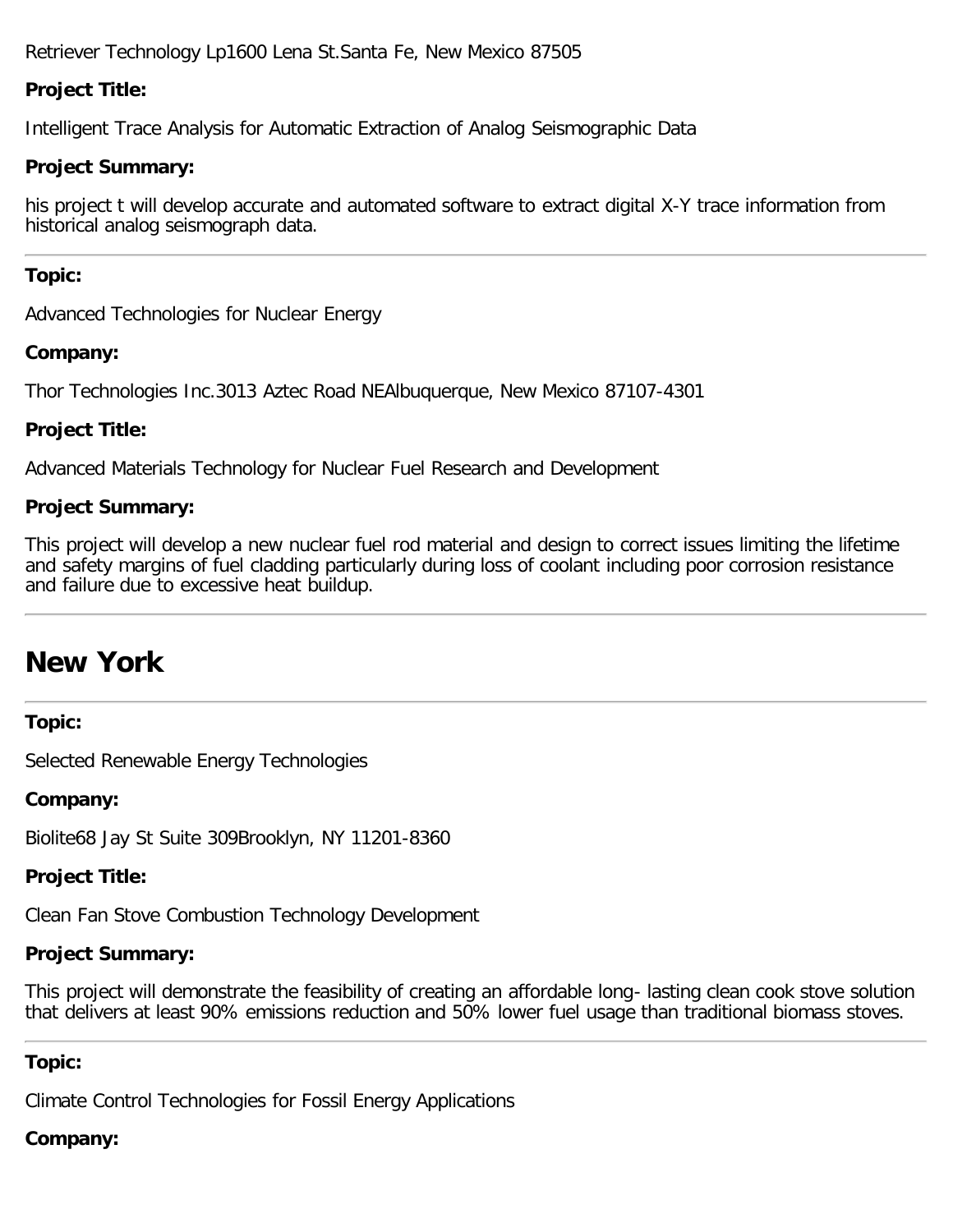Retriever Technology Lp1600 Lena St.Santa Fe, New Mexico 87505

**Project Title:**

Intelligent Trace Analysis for Automatic Extraction of Analog Seismographic Data

**Project Summary:**

his project t will develop accurate and automated software to extract digital X-Y trace information from historical analog seismograph data.

---

**Topic:**

Advanced Technologies for Nuclear Energy

**Company:**

Thor Technologies Inc.3013 Aztec Road NEAlbuquerque, New Mexico 87107-4301

**Project Title:**

Advanced Materials Technology for Nuclear Fuel Research and Development

**Project Summary:**

This project will develop a new nuclear fuel rod material and design to correct issues limiting the lifetime and safety margins of fuel cladding particularly during loss of coolant including poor corrosion resistance and failure due to excessive heat buildup.

---

# New York

---

**Topic:**

Selected Renewable Energy Technologies

**Company:**

Biolite68 Jay St Suite 309Brooklyn, NY 11201-8360

**Project Title:**

Clean Fan Stove Combustion Technology Development

**Project Summary:**

This project will demonstrate the feasibility of creating an affordable long- lasting clean cook stove solution that delivers at least 90% emissions reduction and 50% lower fuel usage than traditional biomass stoves.

---

**Topic:**

Climate Control Technologies for Fossil Energy Applications

**Company:**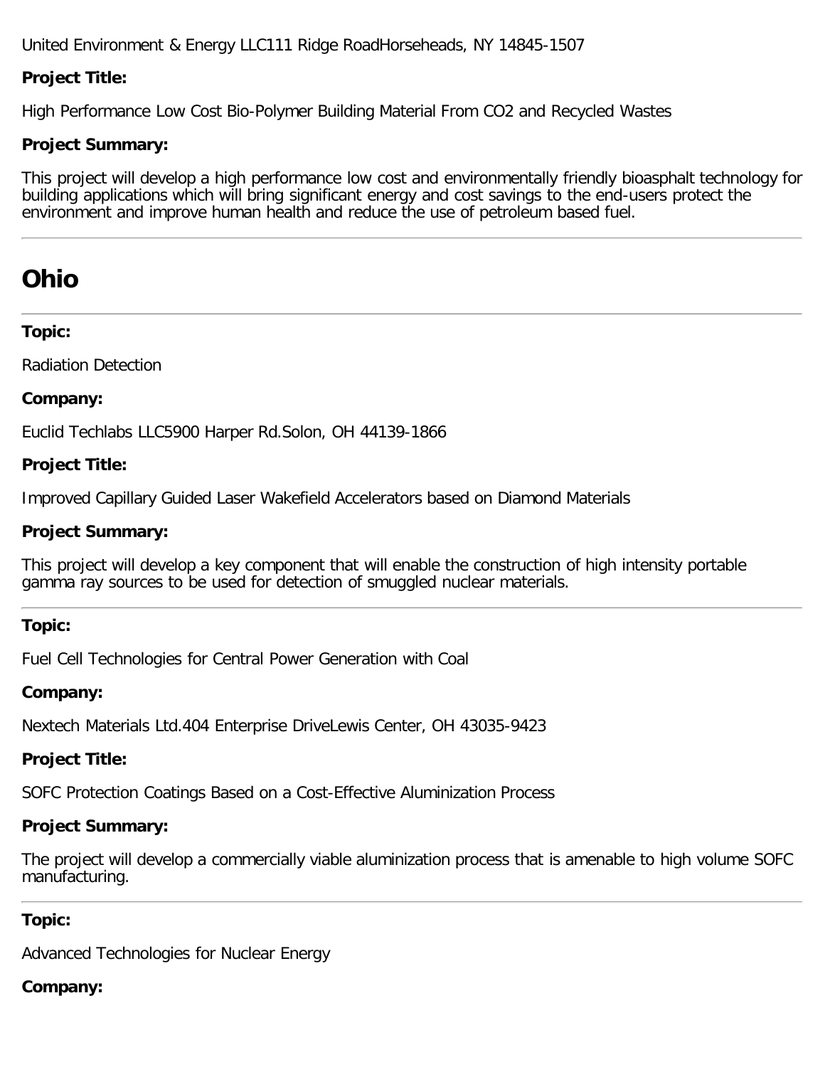United Environment & Energy LLC111 Ridge RoadHorseheads, NY 14845-1507

**Project Title:**

High Performance Low Cost Bio-Polymer Building Material From CO2 and Recycled Wastes

**Project Summary:**

This project will develop a high performance low cost and environmentally friendly bioasphalt technology for building applications which will bring significant energy and cost savings to the end-users protect the environment and improve human health and reduce the use of petroleum based fuel.

---

# Ohio

---

**Topic:**

Radiation Detection

**Company:**

Euclid Techlabs LLC5900 Harper Rd.Solon, OH 44139-1866

**Project Title:**

Improved Capillary Guided Laser Wakefield Accelerators based on Diamond Materials

**Project Summary:**

This project will develop a key component that will enable the construction of high intensity portable gamma ray sources to be used for detection of smuggled nuclear materials.

---

**Topic:**

Fuel Cell Technologies for Central Power Generation with Coal

**Company:**

Nextech Materials Ltd.404 Enterprise DriveLewis Center, OH 43035-9423

**Project Title:**

SOFC Protection Coatings Based on a Cost-Effective Aluminization Process

**Project Summary:**

The project will develop a commercially viable aluminization process that is amenable to high volume SOFC manufacturing.

---

**Topic:**

Advanced Technologies for Nuclear Energy

**Company:**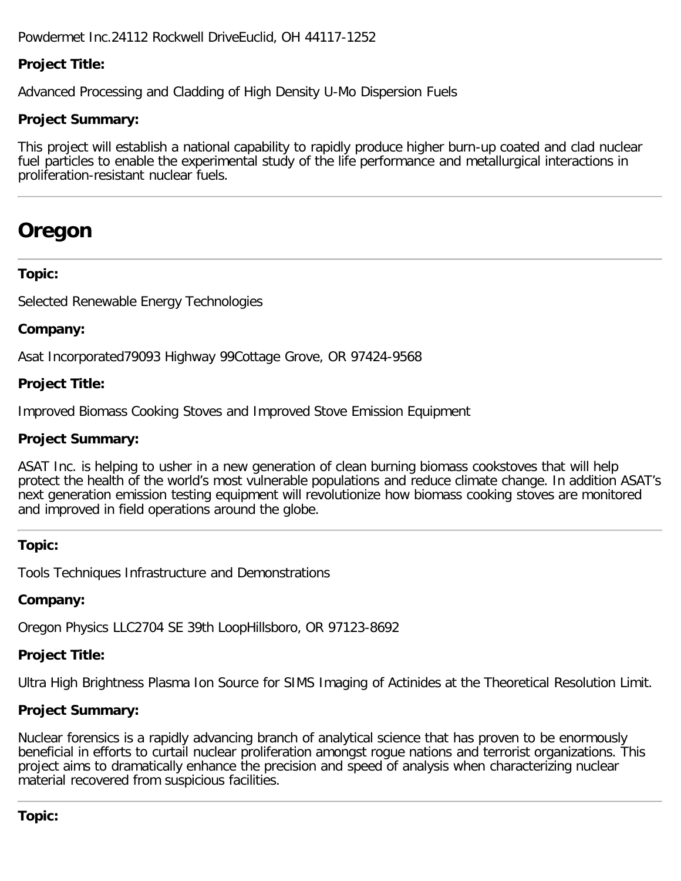Powdermet Inc.24112 Rockwell DriveEuclid, OH 44117-1252

**Project Title:**

Advanced Processing and Cladding of High Density U-Mo Dispersion Fuels

**Project Summary:**

This project will establish a national capability to rapidly produce higher burn-up coated and clad nuclear fuel particles to enable the experimental study of the life performance and metallurgical interactions in proliferation-resistant nuclear fuels.

---

# Oregon

---

**Topic:**

Selected Renewable Energy Technologies

**Company:**

Asat Incorporated79093 Highway 99Cottage Grove, OR 97424-9568

**Project Title:**

Improved Biomass Cooking Stoves and Improved Stove Emission Equipment

**Project Summary:**

ASAT Inc. is helping to usher in a new generation of clean burning biomass cookstoves that will help protect the health of the world's most vulnerable populations and reduce climate change. In addition ASAT's next generation emission testing equipment will revolutionize how biomass cooking stoves are monitored and improved in field operations around the globe.

---

**Topic:**

Tools Techniques Infrastructure and Demonstrations

**Company:**

Oregon Physics LLC2704 SE 39th LoopHillsboro, OR 97123-8692

**Project Title:**

Ultra High Brightness Plasma Ion Source for SIMS Imaging of Actinides at the Theoretical Resolution Limit.

**Project Summary:**

Nuclear forensics is a rapidly advancing branch of analytical science that has proven to be enormously beneficial in efforts to curtail nuclear proliferation amongst rogue nations and terrorist organizations. This project aims to dramatically enhance the precision and speed of analysis when characterizing nuclear material recovered from suspicious facilities.

---

**Topic:**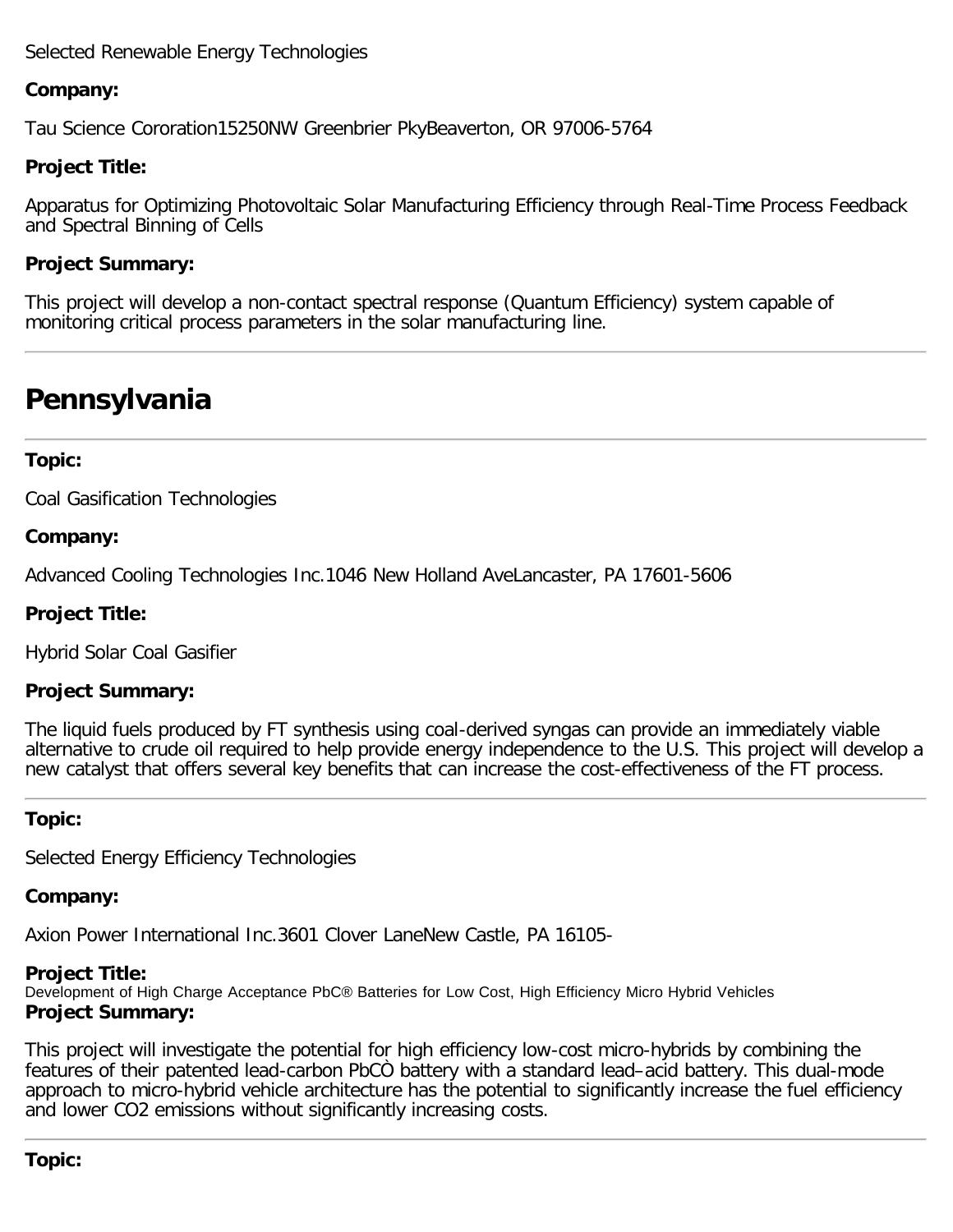Selected Renewable Energy Technologies

**Company:**

Tau Science Cororation15250NW Greenbrier PkyBeaverton, OR 97006-5764

**Project Title:**

Apparatus for Optimizing Photovoltaic Solar Manufacturing Efficiency through Real-Time Process Feedback and Spectral Binning of Cells

**Project Summary:**

This project will develop a non-contact spectral response (Quantum Efficiency) system capable of monitoring critical process parameters in the solar manufacturing line.

---

# Pennsylvania

---

**Topic:**

Coal Gasification Technologies

**Company:**

Advanced Cooling Technologies Inc.1046 New Holland AveLancaster, PA 17601-5606

**Project Title:**

Hybrid Solar Coal Gasifier

**Project Summary:**

The liquid fuels produced by FT synthesis using coal-derived syngas can provide an immediately viable alternative to crude oil required to help provide energy independence to the U.S. This project will develop a new catalyst that offers several key benefits that can increase the cost-effectiveness of the FT process.

---

**Topic:**

Selected Energy Efficiency Technologies

**Company:**

Axion Power International Inc.3601 Clover LaneNew Castle, PA 16105-

**Project Title:**

Development of High Charge Acceptance PbC® Batteries for Low Cost, High Efficiency Micro Hybrid Vehicles

**Project Summary:**

This project will investigate the potential for high efficiency low-cost micro-hybrids by combining the features of their patented lead-carbon PbCÒ battery with a standard lead–acid battery. This dual-mode approach to micro-hybrid vehicle architecture has the potential to significantly increase the fuel efficiency and lower $CO_2$ emissions without significantly increasing costs.

---

**Topic:**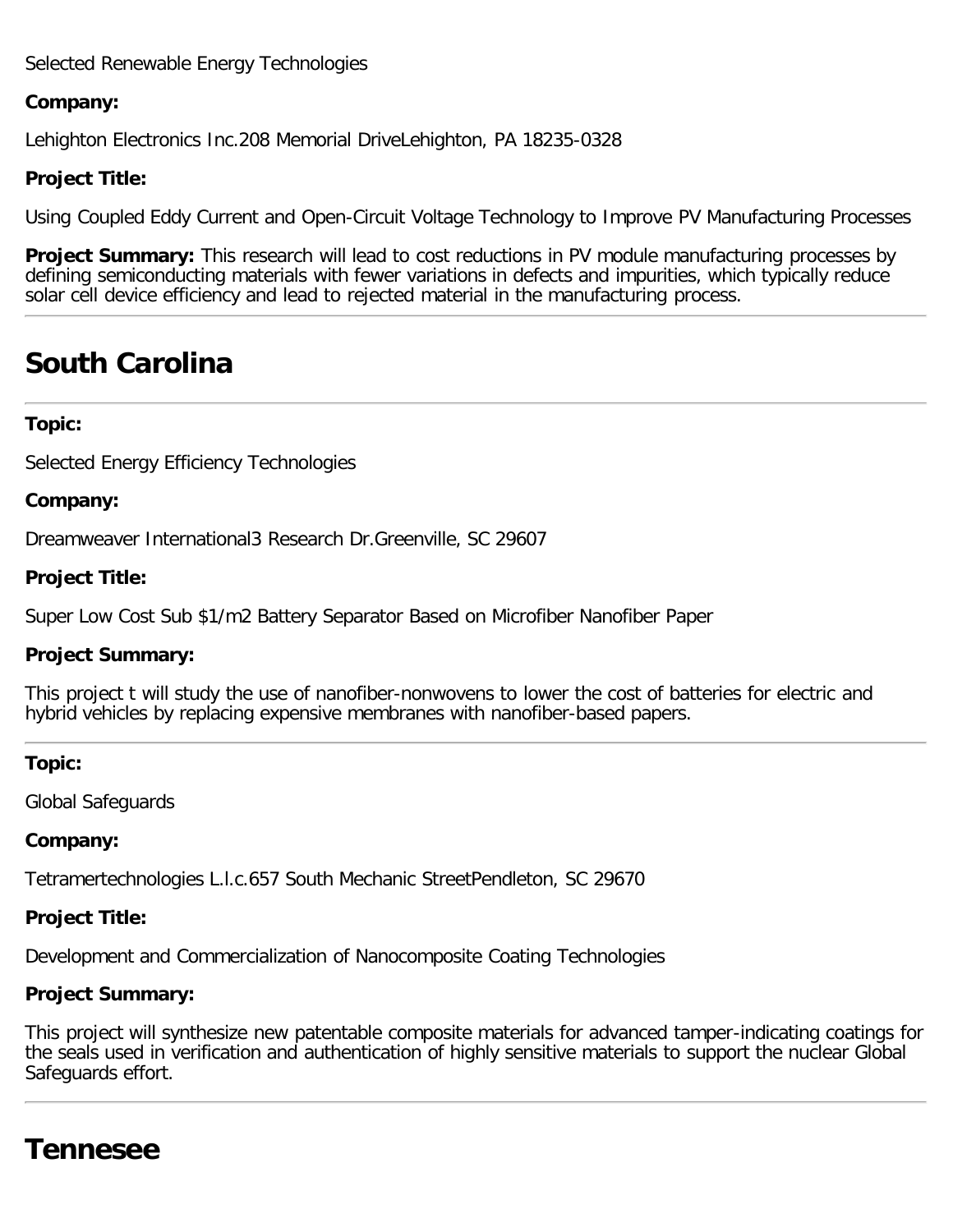Selected Renewable Energy Technologies

**Company:**

Lehighton Electronics Inc.208 Memorial DriveLehighton, PA 18235-0328

**Project Title:**

Using Coupled Eddy Current and Open-Circuit Voltage Technology to Improve PV Manufacturing Processes

**Project Summary:** This research will lead to cost reductions in PV module manufacturing processes by defining semiconducting materials with fewer variations in defects and impurities, which typically reduce solar cell device efficiency and lead to rejected material in the manufacturing process.

---

# South Carolina

---

**Topic:**

Selected Energy Efficiency Technologies

**Company:**

Dreamweaver International3 Research Dr.Greenville, SC 29607

**Project Title:**

Super Low Cost Sub $1/m2 Battery Separator Based on Microfiber Nanofiber Paper

**Project Summary:**

This project t will study the use of nanofiber-nonwovens to lower the cost of batteries for electric and hybrid vehicles by replacing expensive membranes with nanofiber-based papers.

---

**Topic:**

Global Safeguards

**Company:**

Tetramertechnologies L.l.c.657 South Mechanic StreetPendleton, SC 29670

**Project Title:**

Development and Commercialization of Nanocomposite Coating Technologies

**Project Summary:**

This project will synthesize new patentable composite materials for advanced tamper-indicating coatings for the seals used in verification and authentication of highly sensitive materials to support the nuclear Global Safeguards effort.

---

# Tennesee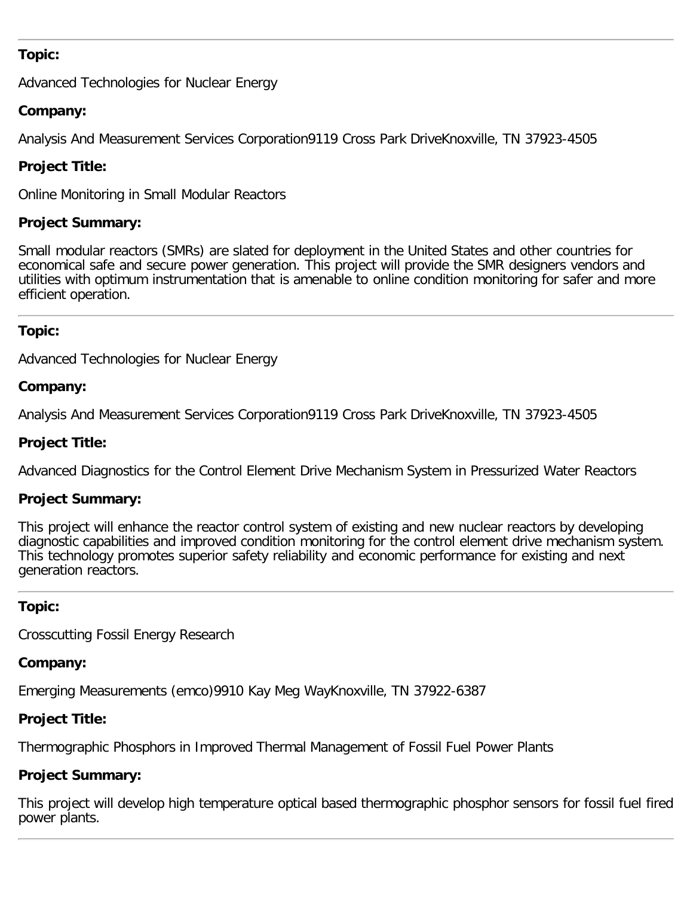---

**Topic:**

Advanced Technologies for Nuclear Energy

**Company:**

Analysis And Measurement Services Corporation9119 Cross Park DriveKnoxville, TN 37923-4505

**Project Title:**

Online Monitoring in Small Modular Reactors

**Project Summary:**

Small modular reactors (SMRs) are slated for deployment in the United States and other countries for economical safe and secure power generation. This project will provide the SMR designers vendors and utilities with optimum instrumentation that is amenable to online condition monitoring for safer and more efficient operation.

---

**Topic:**

Advanced Technologies for Nuclear Energy

**Company:**

Analysis And Measurement Services Corporation9119 Cross Park DriveKnoxville, TN 37923-4505

**Project Title:**

Advanced Diagnostics for the Control Element Drive Mechanism System in Pressurized Water Reactors

**Project Summary:**

This project will enhance the reactor control system of existing and new nuclear reactors by developing diagnostic capabilities and improved condition monitoring for the control element drive mechanism system. This technology promotes superior safety reliability and economic performance for existing and next generation reactors.

---

**Topic:**

Crosscutting Fossil Energy Research

**Company:**

Emerging Measurements (emco)9910 Kay Meg WayKnoxville, TN 37922-6387

**Project Title:**

Thermographic Phosphors in Improved Thermal Management of Fossil Fuel Power Plants

**Project Summary:**

This project will develop high temperature optical based thermographic phosphor sensors for fossil fuel fired power plants.

---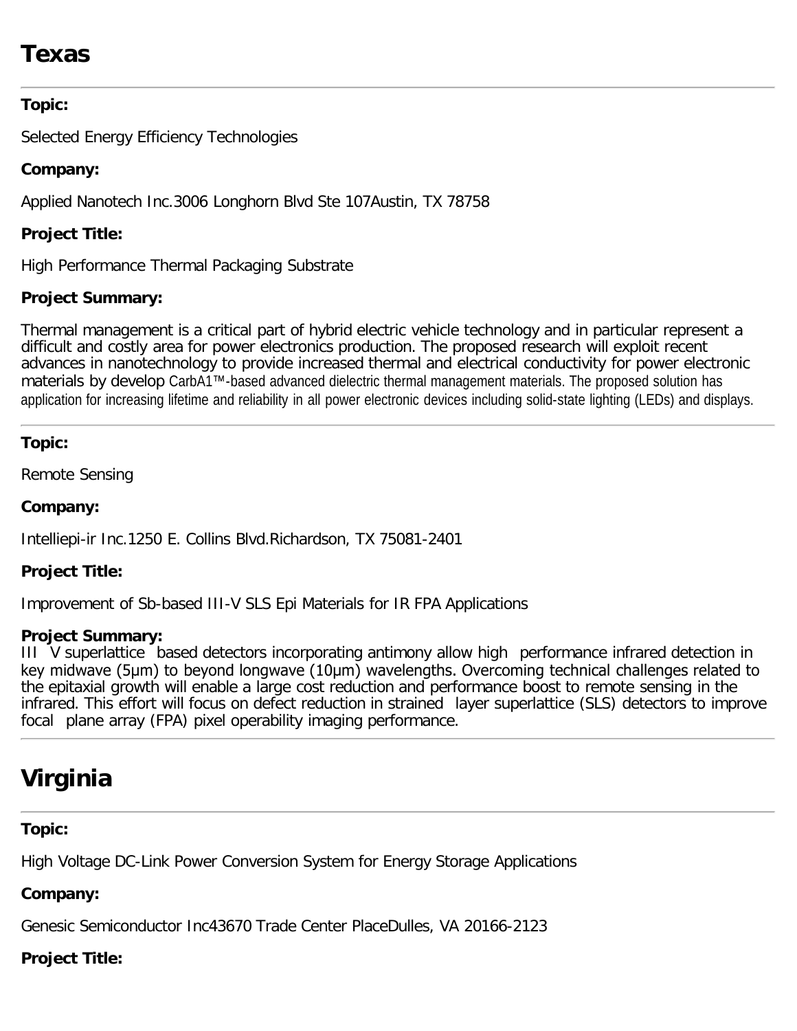# Texas

**Topic:**

Selected Energy Efficiency Technologies

**Company:**

Applied Nanotech Inc.3006 Longhorn Blvd Ste 107Austin, TX 78758

**Project Title:**

High Performance Thermal Packaging Substrate

**Project Summary:**

Thermal management is a critical part of hybrid electric vehicle technology and in particular represent a difficult and costly area for power electronics production. The proposed research will exploit recent advances in nanotechnology to provide increased thermal and electrical conductivity for power electronic materials by develop CarbA1™-based advanced dielectric thermal management materials. The proposed solution has application for increasing lifetime and reliability in all power electronic devices including solid-state lighting (LEDs) and displays.

---

**Topic:**

Remote Sensing

**Company:**

Intelliepi-ir Inc.1250 E. Collins Blvd.Richardson, TX 75081-2401

**Project Title:**

Improvement of Sb-based III-V SLS Epi Materials for IR FPA Applications

**Project Summary:**

III V superlattice based detectors incorporating antimony allow high performance infrared detection in key midwave (5µm) to beyond longwave (10µm) wavelengths. Overcoming technical challenges related to the epitaxial growth will enable a large cost reduction and performance boost to remote sensing in the infrared. This effort will focus on defect reduction in strained layer superlattice (SLS) detectors to improve focal plane array (FPA) pixel operability imaging performance.

# Virginia

**Topic:**

High Voltage DC-Link Power Conversion System for Energy Storage Applications

**Company:**

Genesic Semiconductor Inc43670 Trade Center PlaceDulles, VA 20166-2123

**Project Title:**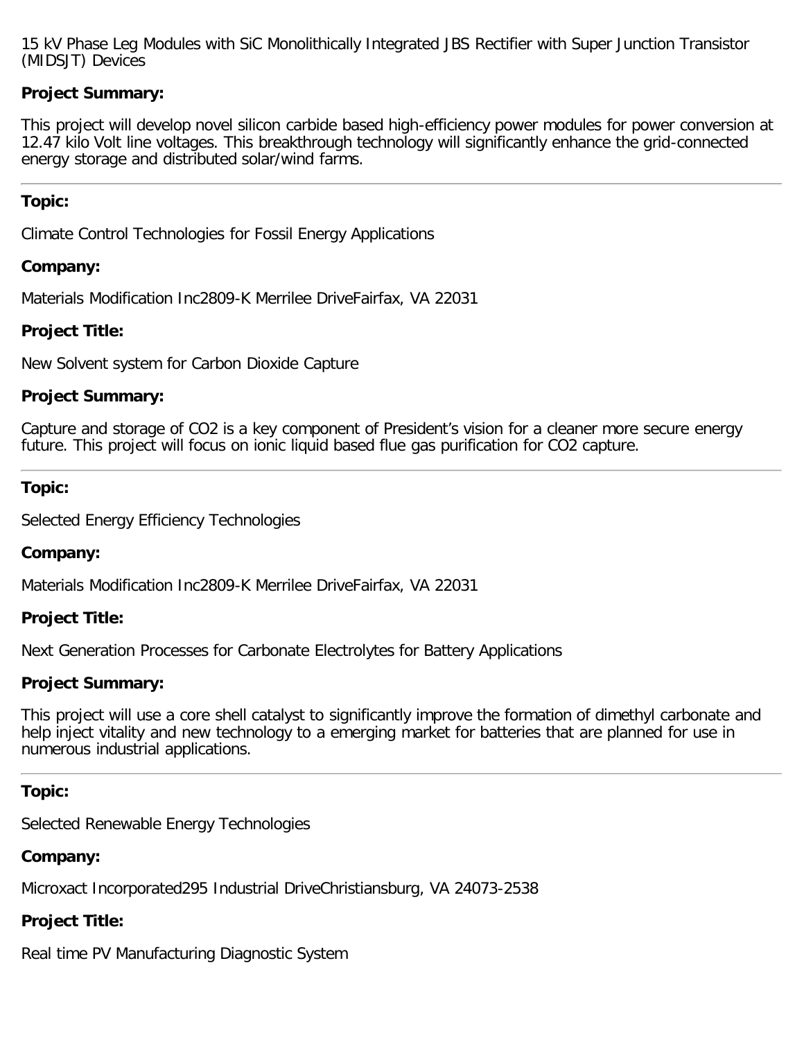15 kV Phase Leg Modules with SiC Monolithically Integrated JBS Rectifier with Super Junction Transistor (MIDSJT) Devices

**Project Summary:**

This project will develop novel silicon carbide based high-efficiency power modules for power conversion at 12.47 kilo Volt line voltages. This breakthrough technology will significantly enhance the grid-connected energy storage and distributed solar/wind farms.

---

**Topic:**

Climate Control Technologies for Fossil Energy Applications

**Company:**

Materials Modification Inc2809-K Merrilee DriveFairfax, VA 22031

**Project Title:**

New Solvent system for Carbon Dioxide Capture

**Project Summary:**

Capture and storage of CO2 is a key component of President's vision for a cleaner more secure energy future. This project will focus on ionic liquid based flue gas purification for CO2 capture.

---

**Topic:**

Selected Energy Efficiency Technologies

**Company:**

Materials Modification Inc2809-K Merrilee DriveFairfax, VA 22031

**Project Title:**

Next Generation Processes for Carbonate Electrolytes for Battery Applications

**Project Summary:**

This project will use a core shell catalyst to significantly improve the formation of dimethyl carbonate and help inject vitality and new technology to a emerging market for batteries that are planned for use in numerous industrial applications.

---

**Topic:**

Selected Renewable Energy Technologies

**Company:**

Microxact Incorporated295 Industrial DriveChristiansburg, VA 24073-2538

**Project Title:**

Real time PV Manufacturing Diagnostic System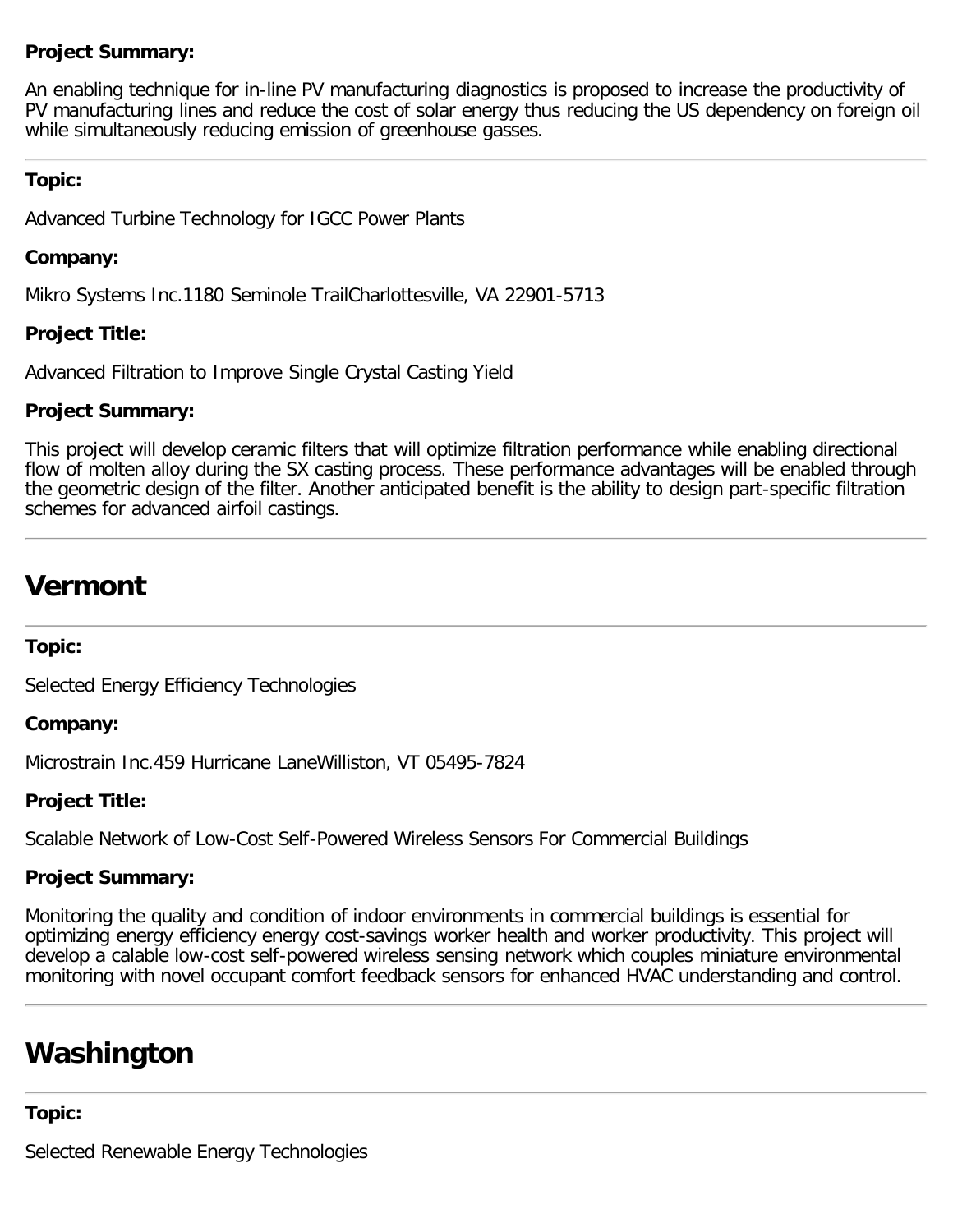**Project Summary:**

An enabling technique for in-line PV manufacturing diagnostics is proposed to increase the productivity of PV manufacturing lines and reduce the cost of solar energy thus reducing the US dependency on foreign oil while simultaneously reducing emission of greenhouse gasses.

---

**Topic:**

Advanced Turbine Technology for IGCC Power Plants

**Company:**

Mikro Systems Inc.1180 Seminole TrailCharlottesville, VA 22901-5713

**Project Title:**

Advanced Filtration to Improve Single Crystal Casting Yield

**Project Summary:**

This project will develop ceramic filters that will optimize filtration performance while enabling directional flow of molten alloy during the SX casting process. These performance advantages will be enabled through the geometric design of the filter. Another anticipated benefit is the ability to design part-specific filtration schemes for advanced airfoil castings.

---

# Vermont

---

**Topic:**

Selected Energy Efficiency Technologies

**Company:**

Microstrain Inc.459 Hurricane LaneWilliston, VT 05495-7824

**Project Title:**

Scalable Network of Low-Cost Self-Powered Wireless Sensors For Commercial Buildings

**Project Summary:**

Monitoring the quality and condition of indoor environments in commercial buildings is essential for optimizing energy efficiency energy cost-savings worker health and worker productivity. This project will develop a calable low-cost self-powered wireless sensing network which couples miniature environmental monitoring with novel occupant comfort feedback sensors for enhanced HVAC understanding and control.

---

# Washington

---

**Topic:**

Selected Renewable Energy Technologies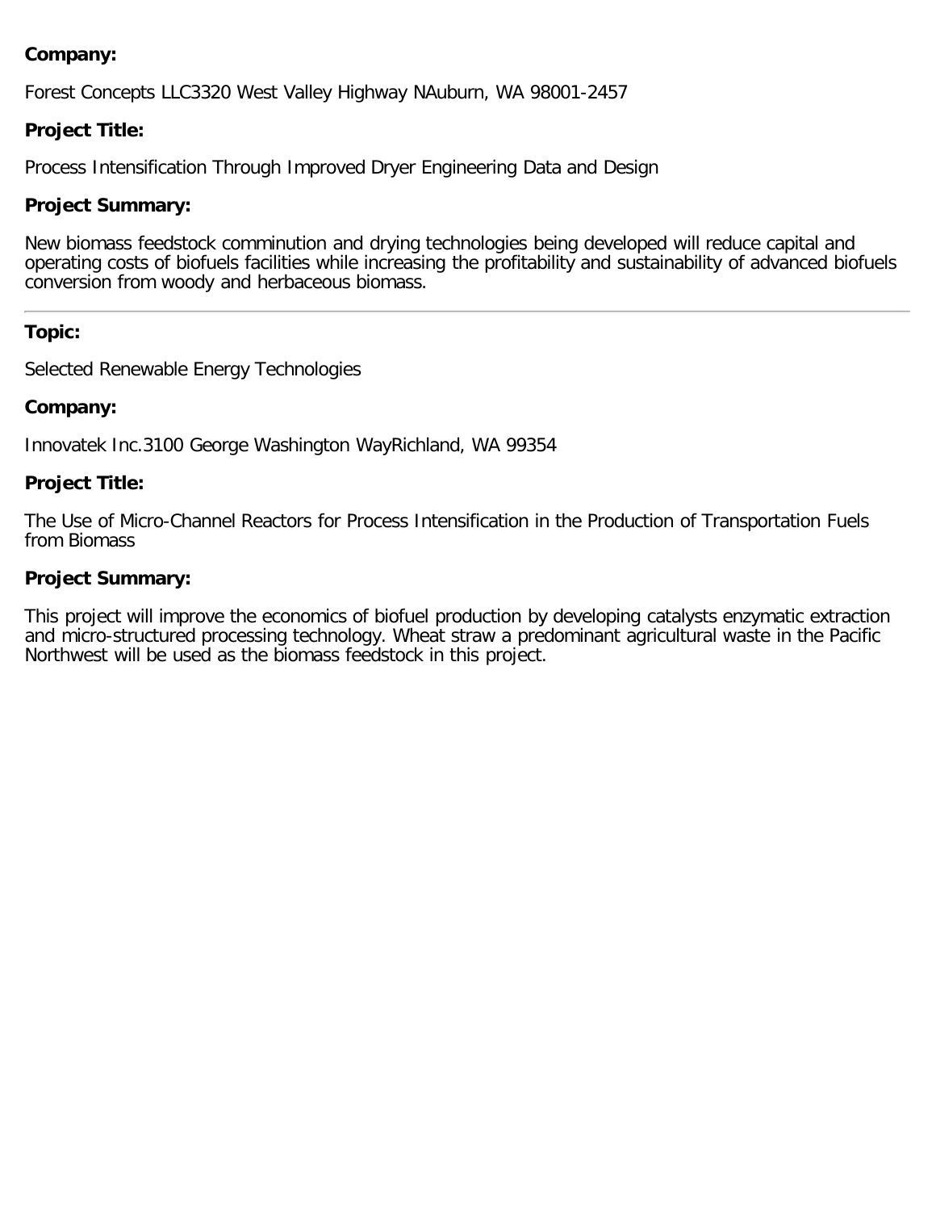**Company:**

Forest Concepts LLC3320 West Valley Highway NAuburn, WA 98001-2457

**Project Title:**

Process Intensification Through Improved Dryer Engineering Data and Design

**Project Summary:**

New biomass feedstock comminution and drying technologies being developed will reduce capital and operating costs of biofuels facilities while increasing the profitability and sustainability of advanced biofuels conversion from woody and herbaceous biomass.

---

**Topic:**

Selected Renewable Energy Technologies

**Company:**

Innovatek Inc.3100 George Washington WayRichland, WA 99354

**Project Title:**

The Use of Micro-Channel Reactors for Process Intensification in the Production of Transportation Fuels from Biomass

**Project Summary:**

This project will improve the economics of biofuel production by developing catalysts enzymatic extraction and micro-structured processing technology. Wheat straw a predominant agricultural waste in the Pacific Northwest will be used as the biomass feedstock in this project.